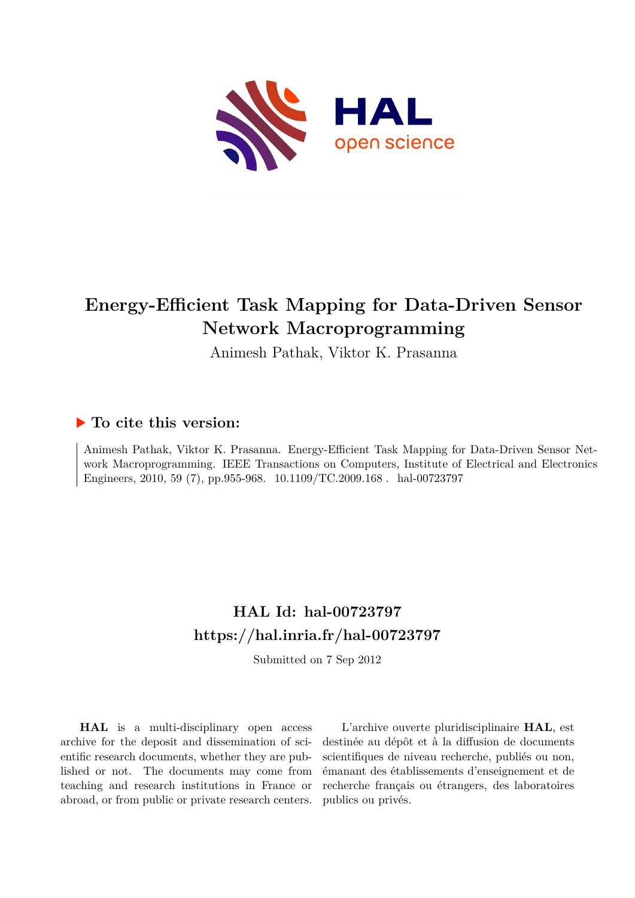# Energy-Efficient Task Mapping for Data-Driven Sensor Network Macroprogramming

Animesh Pathak, Viktor K. Prasanna

## ▶ To cite this version:

Animesh Pathak, Viktor K. Prasanna. Energy-Efficient Task Mapping for Data-Driven Sensor Network Macroprogramming. IEEE Transactions on Computers, Institute of Electrical and Electronics Engineers, 2010, 59 (7), pp.955-968. 10.1109/TC.2009.168 . hal-00723797

## HAL Id: hal-00723797
## https://hal.inria.fr/hal-00723797

Submitted on 7 Sep 2012

**HAL** is a multi-disciplinary open access archive for the deposit and dissemination of scientific research documents, whether they are published or not. The documents may come from teaching and research institutions in France or abroad, or from public or private research centers.

L'archive ouverte pluridisciplinaire **HAL**, est destinée au dépôt et à la diffusion de documents scientifiques de niveau recherche, publiés ou non, émanant des établissements d'enseignement et de recherche français ou étrangers, des laboratoires publics ou privés.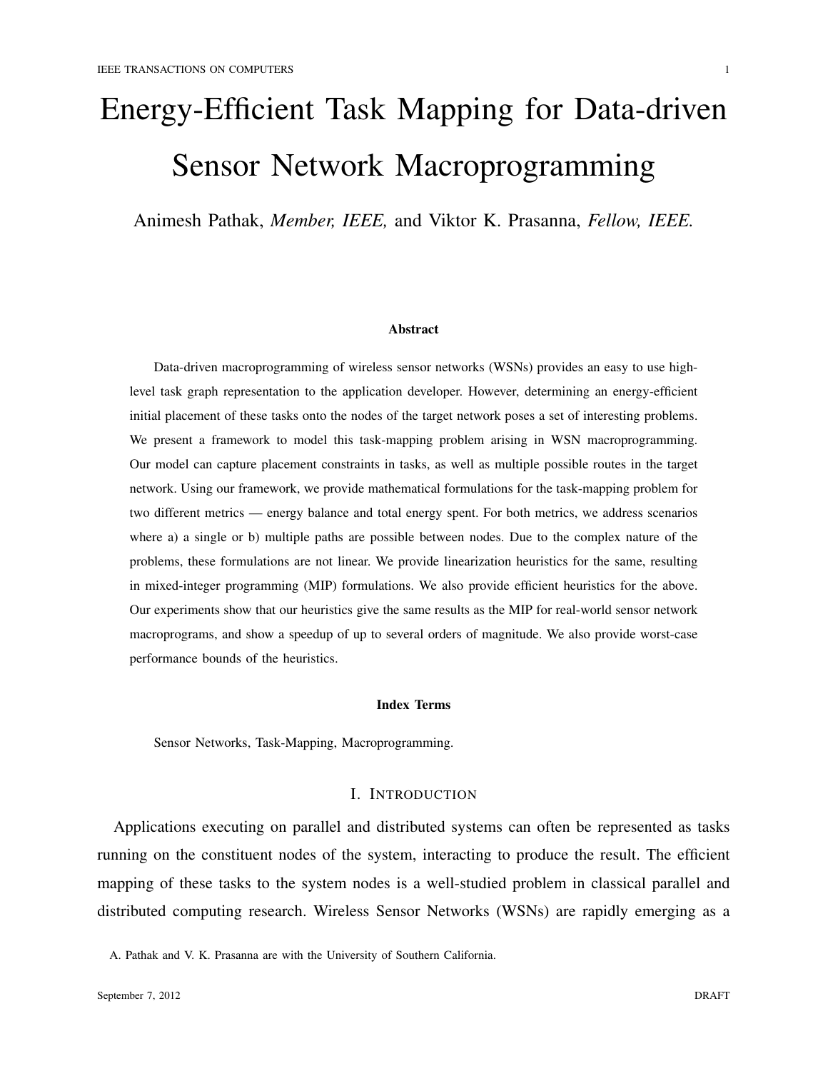# Energy-Efficient Task Mapping for Data-driven Sensor Network Macroprogramming

Animesh Pathak, *Member, IEEE,* and Viktor K. Prasanna, *Fellow, IEEE.*

### Abstract

Data-driven macroprogramming of wireless sensor networks (WSNs) provides an easy to use high-level task graph representation to the application developer. However, determining an energy-efficient initial placement of these tasks onto the nodes of the target network poses a set of interesting problems. We present a framework to model this task-mapping problem arising in WSN macroprogramming. Our model can capture placement constraints in tasks, as well as multiple possible routes in the target network. Using our framework, we provide mathematical formulations for the task-mapping problem for two different metrics — energy balance and total energy spent. For both metrics, we address scenarios where a) a single or b) multiple paths are possible between nodes. Due to the complex nature of the problems, these formulations are not linear. We provide linearization heuristics for the same, resulting in mixed-integer programming (MIP) formulations. We also provide efficient heuristics for the above. Our experiments show that our heuristics give the same results as the MIP for real-world sensor network macroprograms, and show a speedup of up to several orders of magnitude. We also provide worst-case performance bounds of the heuristics.

### Index Terms

Sensor Networks, Task-Mapping, Macroprogramming.

## I. Introduction

Applications executing on parallel and distributed systems can often be represented as tasks running on the constituent nodes of the system, interacting to produce the result. The efficient mapping of these tasks to the system nodes is a well-studied problem in classical parallel and distributed computing research. Wireless Sensor Networks (WSNs) are rapidly emerging as a

A. Pathak and V. K. Prasanna are with the University of Southern California.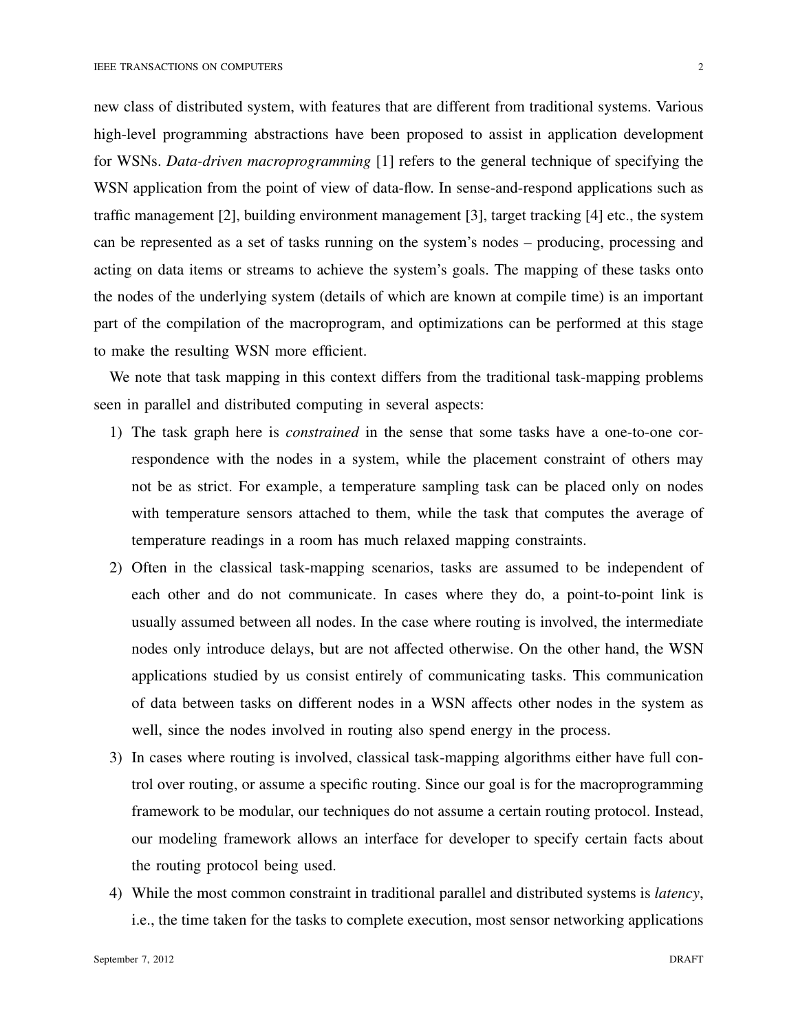new class of distributed system, with features that are different from traditional systems. Various high-level programming abstractions have been proposed to assist in application development for WSNs. *Data-driven macroprogramming* [1] refers to the general technique of specifying the WSN application from the point of view of data-flow. In sense-and-respond applications such as traffic management [2], building environment management [3], target tracking [4] etc., the system can be represented as a set of tasks running on the system's nodes – producing, processing and acting on data items or streams to achieve the system's goals. The mapping of these tasks onto the nodes of the underlying system (details of which are known at compile time) is an important part of the compilation of the macroprogram, and optimizations can be performed at this stage to make the resulting WSN more efficient.

We note that task mapping in this context differs from the traditional task-mapping problems seen in parallel and distributed computing in several aspects:

1) The task graph here is *constrained* in the sense that some tasks have a one-to-one correspondence with the nodes in a system, while the placement constraint of others may not be as strict. For example, a temperature sampling task can be placed only on nodes with temperature sensors attached to them, while the task that computes the average of temperature readings in a room has much relaxed mapping constraints.
2) Often in the classical task-mapping scenarios, tasks are assumed to be independent of each other and do not communicate. In cases where they do, a point-to-point link is usually assumed between all nodes. In the case where routing is involved, the intermediate nodes only introduce delays, but are not affected otherwise. On the other hand, the WSN applications studied by us consist entirely of communicating tasks. This communication of data between tasks on different nodes in a WSN affects other nodes in the system as well, since the nodes involved in routing also spend energy in the process.
3) In cases where routing is involved, classical task-mapping algorithms either have full control over routing, or assume a specific routing. Since our goal is for the macroprogramming framework to be modular, our techniques do not assume a certain routing protocol. Instead, our modeling framework allows an interface for developer to specify certain facts about the routing protocol being used.
4) While the most common constraint in traditional parallel and distributed systems is *latency*, i.e., the time taken for the tasks to complete execution, most sensor networking applications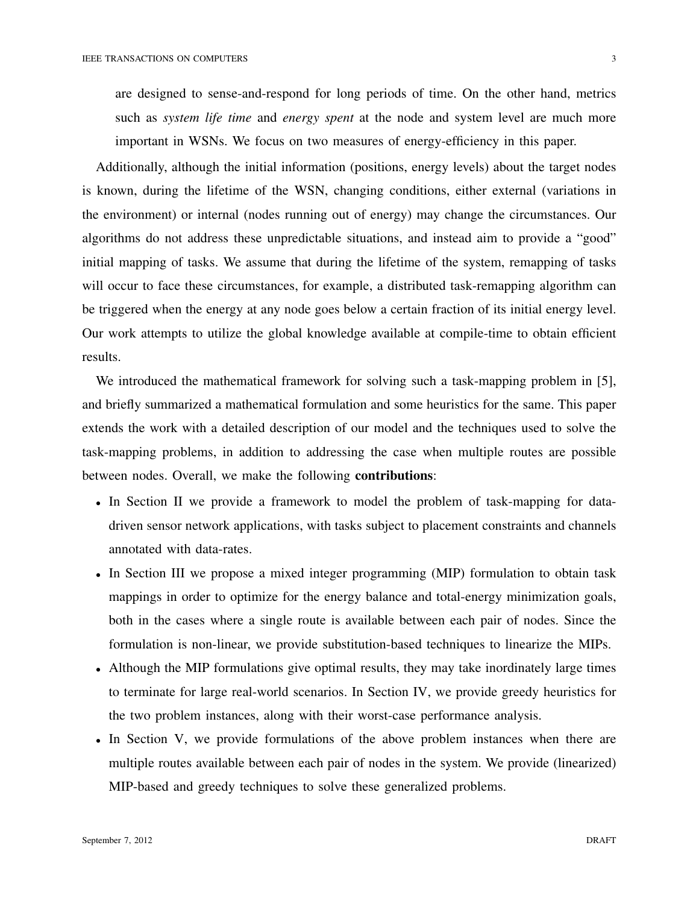are designed to sense-and-respond for long periods of time. On the other hand, metrics such as *system life time* and *energy spent* at the node and system level are much more important in WSNs. We focus on two measures of energy-efficiency in this paper.

Additionally, although the initial information (positions, energy levels) about the target nodes is known, during the lifetime of the WSN, changing conditions, either external (variations in the environment) or internal (nodes running out of energy) may change the circumstances. Our algorithms do not address these unpredictable situations, and instead aim to provide a "good" initial mapping of tasks. We assume that during the lifetime of the system, remapping of tasks will occur to face these circumstances, for example, a distributed task-remapping algorithm can be triggered when the energy at any node goes below a certain fraction of its initial energy level. Our work attempts to utilize the global knowledge available at compile-time to obtain efficient results.

We introduced the mathematical framework for solving such a task-mapping problem in [5], and briefly summarized a mathematical formulation and some heuristics for the same. This paper extends the work with a detailed description of our model and the techniques used to solve the task-mapping problems, in addition to addressing the case when multiple routes are possible between nodes. Overall, we make the following **contributions**:

- In Section II we provide a framework to model the problem of task-mapping for data-driven sensor network applications, with tasks subject to placement constraints and channels annotated with data-rates.
- In Section III we propose a mixed integer programming (MIP) formulation to obtain task mappings in order to optimize for the energy balance and total-energy minimization goals, both in the cases where a single route is available between each pair of nodes. Since the formulation is non-linear, we provide substitution-based techniques to linearize the MIPs.
- Although the MIP formulations give optimal results, they may take inordinately large times to terminate for large real-world scenarios. In Section IV, we provide greedy heuristics for the two problem instances, along with their worst-case performance analysis.
- In Section V, we provide formulations of the above problem instances when there are multiple routes available between each pair of nodes in the system. We provide (linearized) MIP-based and greedy techniques to solve these generalized problems.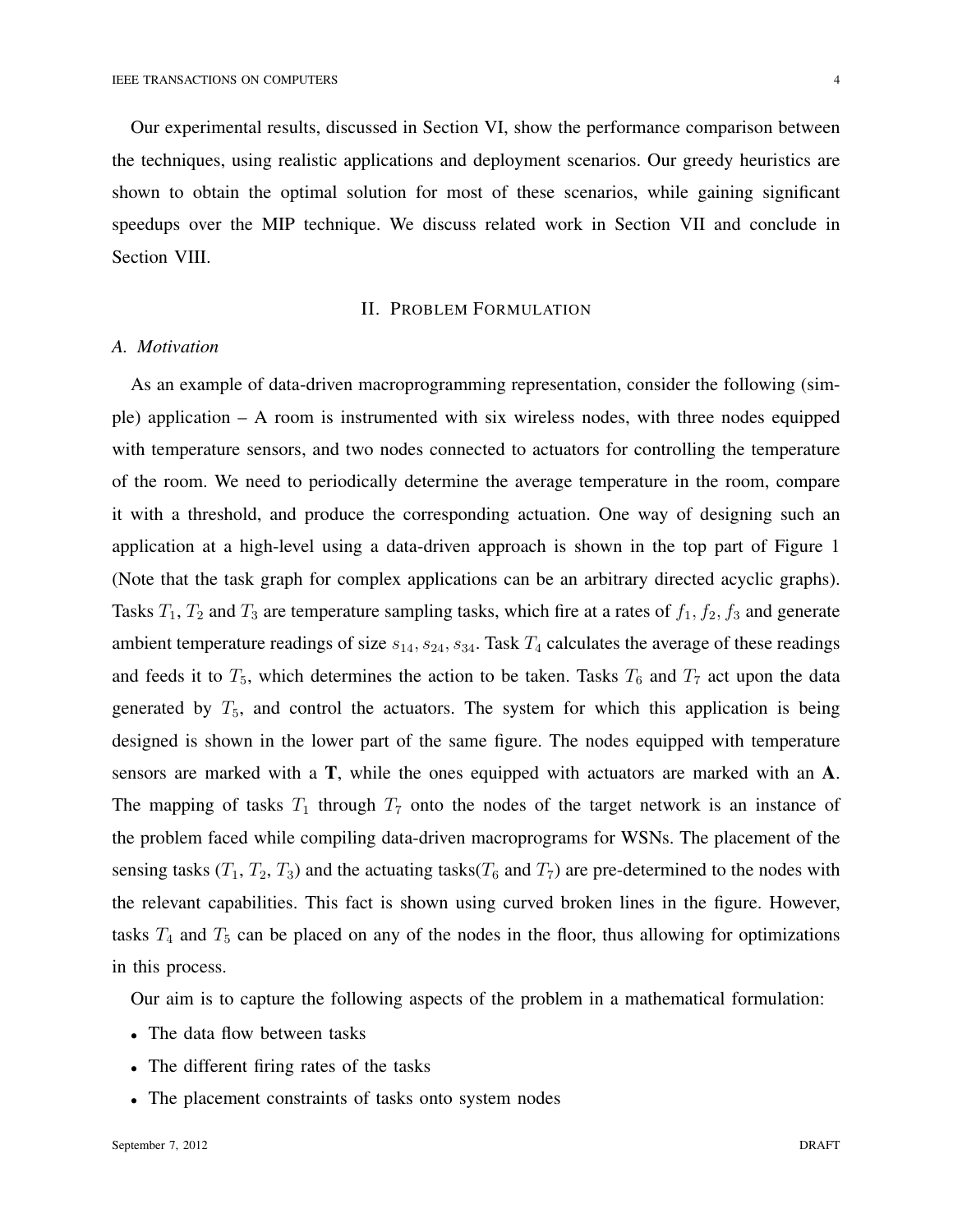Our experimental results, discussed in Section VI, show the performance comparison between the techniques, using realistic applications and deployment scenarios. Our greedy heuristics are shown to obtain the optimal solution for most of these scenarios, while gaining significant speedups over the MIP technique. We discuss related work in Section VII and conclude in Section VIII.

## II. Problem Formulation

### A. Motivation

As an example of data-driven macroprogramming representation, consider the following (simple) application – A room is instrumented with six wireless nodes, with three nodes equipped with temperature sensors, and two nodes connected to actuators for controlling the temperature of the room. We need to periodically determine the average temperature in the room, compare it with a threshold, and produce the corresponding actuation. One way of designing such an application at a high-level using a data-driven approach is shown in the top part of Figure 1 (Note that the task graph for complex applications can be an arbitrary directed acyclic graphs). Tasks $T_1$, $T_2$ and $T_3$ are temperature sampling tasks, which fire at a rates of $f_1, f_2, f_3$ and generate ambient temperature readings of size $s_{14}, s_{24}, s_{34}$. Task $T_4$ calculates the average of these readings and feeds it to $T_5$, which determines the action to be taken. Tasks $T_6$ and $T_7$ act upon the data generated by $T_5$, and control the actuators. The system for which this application is being designed is shown in the lower part of the same figure. The nodes equipped with temperature sensors are marked with a **T**, while the ones equipped with actuators are marked with an **A**. The mapping of tasks $T_1$ through $T_7$ onto the nodes of the target network is an instance of the problem faced while compiling data-driven macroprograms for WSNs. The placement of the sensing tasks ($T_1$, $T_2$, $T_3$) and the actuating tasks($T_6$ and $T_7$) are pre-determined to the nodes with the relevant capabilities. This fact is shown using curved broken lines in the figure. However, tasks $T_4$ and $T_5$ can be placed on any of the nodes in the floor, thus allowing for optimizations in this process.

Our aim is to capture the following aspects of the problem in a mathematical formulation:

- The data flow between tasks
- The different firing rates of the tasks
- The placement constraints of tasks onto system nodes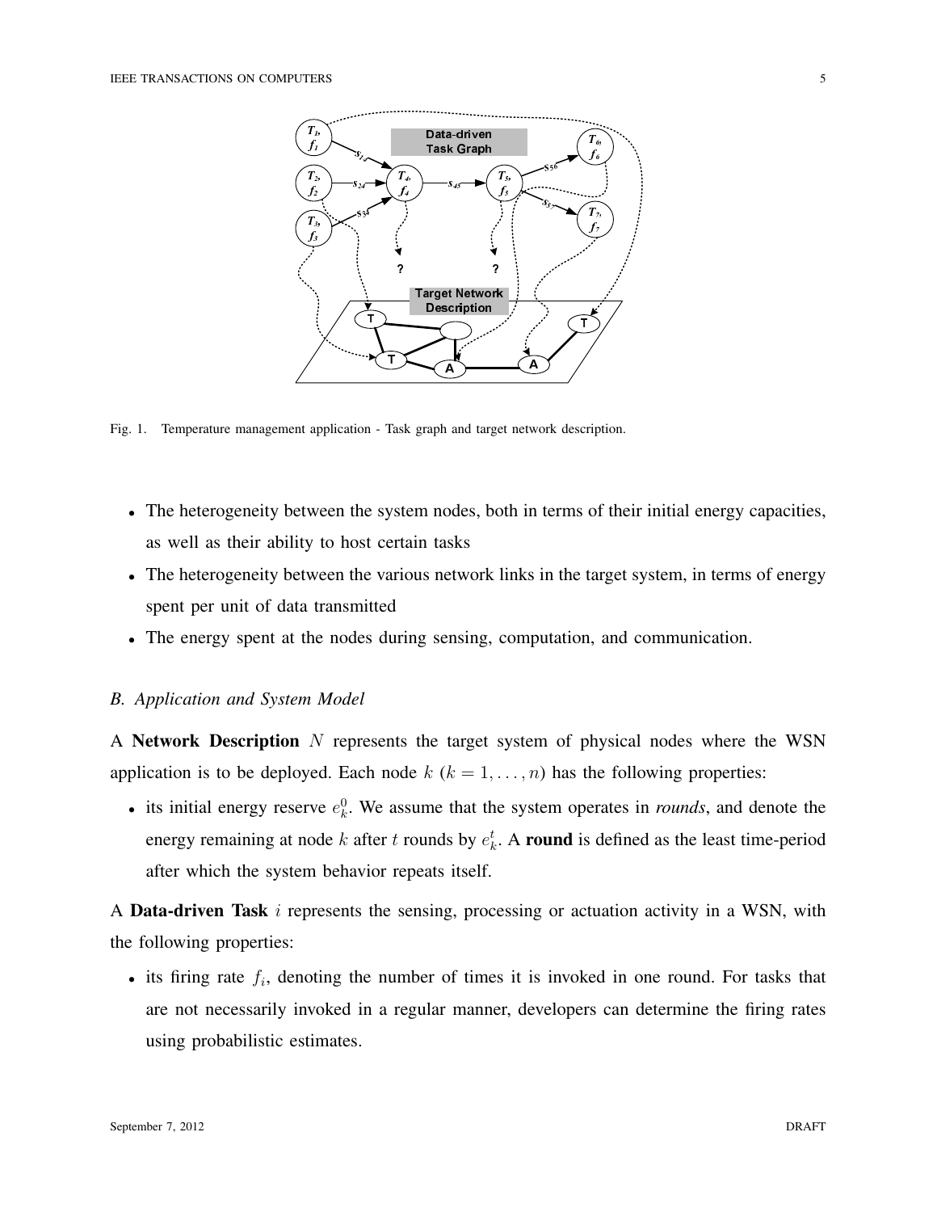Fig. 1. Temperature management application - Task graph and target network description.

- The heterogeneity between the system nodes, both in terms of their initial energy capacities, as well as their ability to host certain tasks
- The heterogeneity between the various network links in the target system, in terms of energy spent per unit of data transmitted
- The energy spent at the nodes during sensing, computation, and communication.

### *B. Application and System Model*

A **Network Description** $N$ represents the target system of physical nodes where the WSN application is to be deployed. Each node $k$ ($k = 1, \ldots, n$) has the following properties:

- its initial energy reserve $e_k^0$. We assume that the system operates in *rounds*, and denote the energy remaining at node $k$ after $t$ rounds by $e_k^t$. A **round** is defined as the least time-period after which the system behavior repeats itself.

A **Data-driven Task** $i$ represents the sensing, processing or actuation activity in a WSN, with the following properties:

- its firing rate $f_i$, denoting the number of times it is invoked in one round. For tasks that are not necessarily invoked in a regular manner, developers can determine the firing rates using probabilistic estimates.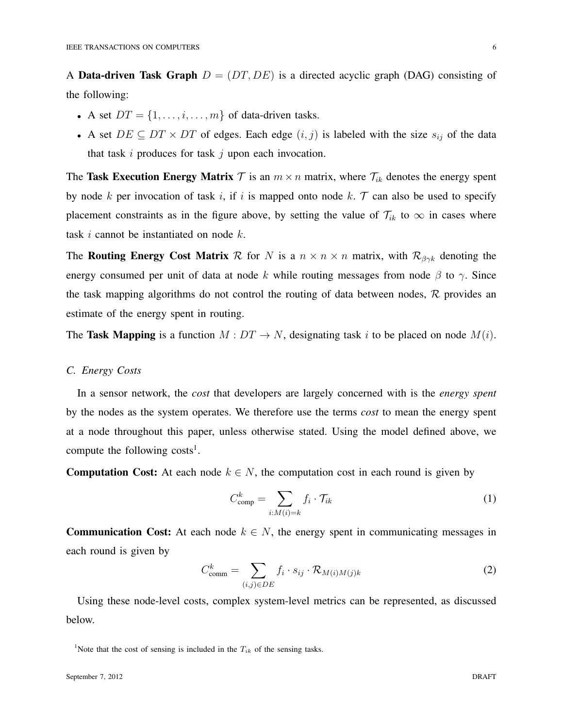A **Data-driven Task Graph** $D = (DT, DE)$ is a directed acyclic graph (DAG) consisting of the following:

- A set $DT = \{1, \ldots, i, \ldots, m\}$ of data-driven tasks.
- A set $DE \subseteq DT \times DT$ of edges. Each edge $(i, j)$ is labeled with the size $s_{ij}$ of the data that task $i$ produces for task $j$ upon each invocation.

The **Task Execution Energy Matrix** $\mathcal{T}$ is an $m \times n$ matrix, where $\mathcal{T}_{ik}$ denotes the energy spent by node $k$ per invocation of task $i$, if $i$ is mapped onto node $k$. $\mathcal{T}$ can also be used to specify placement constraints as in the figure above, by setting the value of $\mathcal{T}_{ik}$ to $\infty$ in cases where task $i$ cannot be instantiated on node $k$.

The **Routing Energy Cost Matrix** $\mathcal{R}$ for $N$ is a $n \times n \times n$ matrix, with $\mathcal{R}_{\beta\gamma k}$ denoting the energy consumed per unit of data at node $k$ while routing messages from node $\beta$ to $\gamma$. Since the task mapping algorithms do not control the routing of data between nodes, $\mathcal{R}$ provides an estimate of the energy spent in routing.

The **Task Mapping** is a function $M : DT \to N$, designating task $i$ to be placed on node $M(i)$.

### C. Energy Costs

In a sensor network, the *cost* that developers are largely concerned with is the *energy spent* by the nodes as the system operates. We therefore use the terms *cost* to mean the energy spent at a node throughout this paper, unless otherwise stated. Using the model defined above, we compute the following costs[1].

**Computation Cost:** At each node $k \in N$, the computation cost in each round is given by

$$C^k_{\text{comp}} = \sum_{i:M(i)=k} f_i \cdot \mathcal{T}_{ik} \tag{1}$$

**Communication Cost:** At each node $k \in N$, the energy spent in communicating messages in each round is given by

$$C^k_{\text{comm}} = \sum_{(i,j)\in DE} f_i \cdot s_{ij} \cdot \mathcal{R}_{M(i)M(j)k} \tag{2}$$

Using these node-level costs, complex system-level metrics can be represented, as discussed below.

[1]Note that the cost of sensing is included in the $T_{ik}$ of the sensing tasks.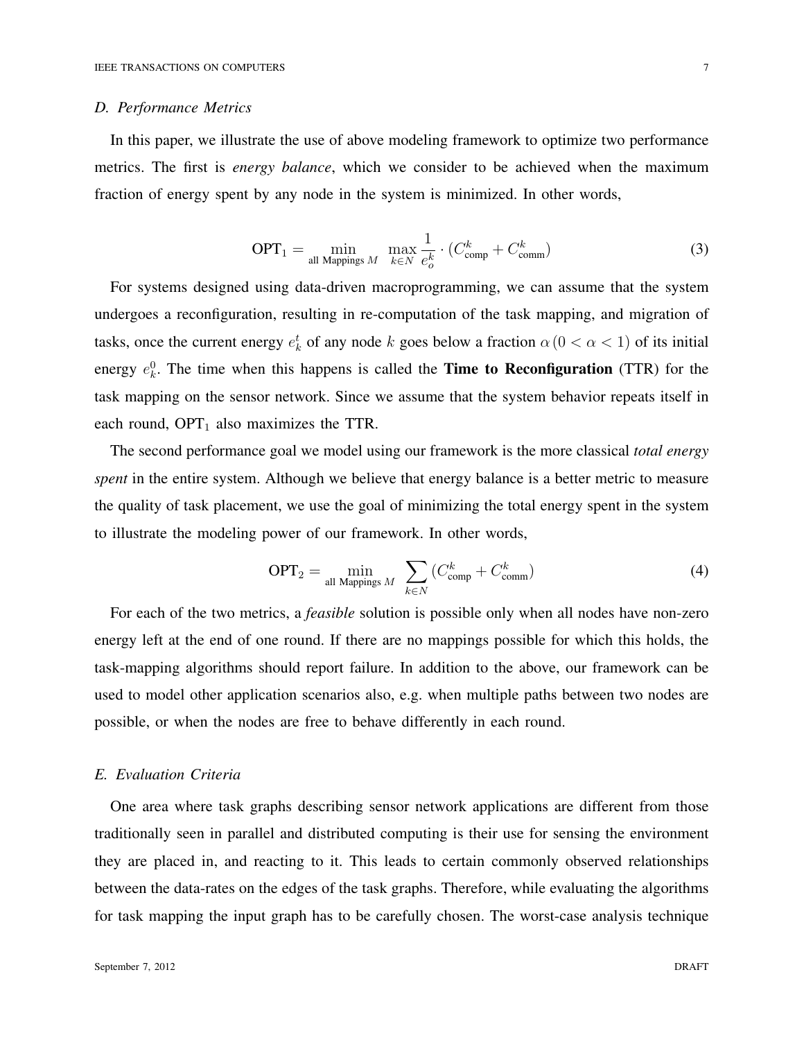### D. Performance Metrics

In this paper, we illustrate the use of above modeling framework to optimize two performance metrics. The first is *energy balance*, which we consider to be achieved when the maximum fraction of energy spent by any node in the system is minimized. In other words,

$$\text{OPT}_1 = \min_{\text{all Mappings } M} \; \max_{k \in N} \frac{1}{e_o^k} \cdot (C_{\text{comp}}^k + C_{\text{comm}}^k) \tag{3}$$

For systems designed using data-driven macroprogramming, we can assume that the system undergoes a reconfiguration, resulting in re-computation of the task mapping, and migration of tasks, once the current energy $e_k^t$ of any node $k$ goes below a fraction $\alpha \, (0 < \alpha < 1)$ of its initial energy $e_k^0$. The time when this happens is called the **Time to Reconfiguration** (TTR) for the task mapping on the sensor network. Since we assume that the system behavior repeats itself in each round, $\text{OPT}_1$ also maximizes the TTR.

The second performance goal we model using our framework is the more classical *total energy spent* in the entire system. Although we believe that energy balance is a better metric to measure the quality of task placement, we use the goal of minimizing the total energy spent in the system to illustrate the modeling power of our framework. In other words,

$$\text{OPT}_2 = \min_{\text{all Mappings } M} \; \sum_{k \in N} (C_{\text{comp}}^k + C_{\text{comm}}^k) \tag{4}$$

For each of the two metrics, a *feasible* solution is possible only when all nodes have non-zero energy left at the end of one round. If there are no mappings possible for which this holds, the task-mapping algorithms should report failure. In addition to the above, our framework can be used to model other application scenarios also, e.g. when multiple paths between two nodes are possible, or when the nodes are free to behave differently in each round.

### E. Evaluation Criteria

One area where task graphs describing sensor network applications are different from those traditionally seen in parallel and distributed computing is their use for sensing the environment they are placed in, and reacting to it. This leads to certain commonly observed relationships between the data-rates on the edges of the task graphs. Therefore, while evaluating the algorithms for task mapping the input graph has to be carefully chosen. The worst-case analysis technique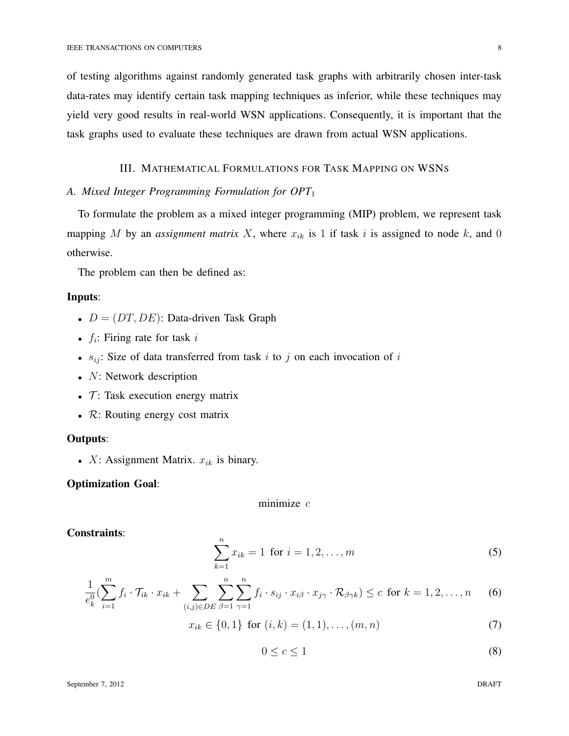of testing algorithms against randomly generated task graphs with arbitrarily chosen inter-task data-rates may identify certain task mapping techniques as inferior, while these techniques may yield very good results in real-world WSN applications. Consequently, it is important that the task graphs used to evaluate these techniques are drawn from actual WSN applications.

## III. Mathematical Formulations for Task Mapping on WSNs

### A. Mixed Integer Programming Formulation for $OPT_1$

To formulate the problem as a mixed integer programming (MIP) problem, we represent task mapping $M$ by an *assignment matrix* $X$, where $x_{ik}$ is 1 if task $i$ is assigned to node $k$, and 0 otherwise.

The problem can then be defined as:

**Inputs**:

- $D = (DT, DE)$: Data-driven Task Graph
- $f_i$: Firing rate for task $i$
- $s_{ij}$: Size of data transferred from task $i$ to $j$ on each invocation of $i$
- $N$: Network description
- $\mathcal{T}$: Task execution energy matrix
- $\mathcal{R}$: Routing energy cost matrix

**Outputs**:

- $X$: Assignment Matrix. $x_{ik}$ is binary.

**Optimization Goal**:

$$\text{minimize } c$$

**Constraints**:

$$\sum_{k=1}^{n} x_{ik} = 1 \text{ for } i = 1, 2, \ldots, m \tag{5}$$

$$\frac{1}{e_k^0}\left(\sum_{i=1}^{m} f_i \cdot \mathcal{T}_{ik} \cdot x_{ik} + \sum_{(i,j)\in DE} \sum_{\beta=1}^{n} \sum_{\gamma=1}^{n} f_i \cdot s_{ij} \cdot x_{i\beta} \cdot x_{j\gamma} \cdot \mathcal{R}_{\beta\gamma k}\right) \leq c \text{ for } k = 1, 2, \ldots, n \tag{6}$$

$$x_{ik} \in \{0, 1\} \text{ for } (i, k) = (1, 1), \ldots, (m, n) \tag{7}$$

$$0 \leq c \leq 1 \tag{8}$$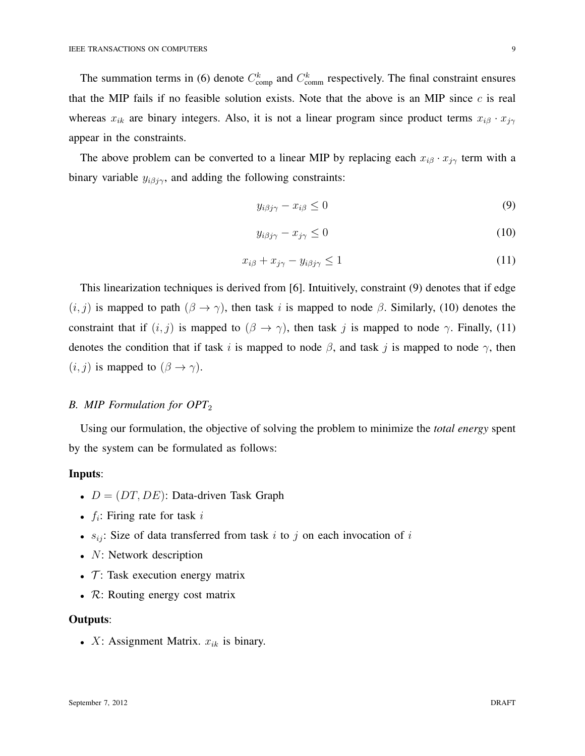The summation terms in (6) denote $C^k_{\text{comp}}$ and $C^k_{\text{comm}}$ respectively. The final constraint ensures that the MIP fails if no feasible solution exists. Note that the above is an MIP since $c$ is real whereas $x_{ik}$ are binary integers. Also, it is not a linear program since product terms $x_{i\beta} \cdot x_{j\gamma}$ appear in the constraints.

The above problem can be converted to a linear MIP by replacing each $x_{i\beta} \cdot x_{j\gamma}$ term with a binary variable $y_{i\beta j\gamma}$, and adding the following constraints:

$$y_{i\beta j\gamma} - x_{i\beta} \leq 0 \tag{9}$$

$$y_{i\beta j\gamma} - x_{j\gamma} \leq 0 \tag{10}$$

$$x_{i\beta} + x_{j\gamma} - y_{i\beta j\gamma} \leq 1 \tag{11}$$

This linearization techniques is derived from [6]. Intuitively, constraint (9) denotes that if edge $(i, j)$ is mapped to path $(\beta \rightarrow \gamma)$, then task $i$ is mapped to node $\beta$. Similarly, (10) denotes the constraint that if $(i, j)$ is mapped to $(\beta \rightarrow \gamma)$, then task $j$ is mapped to node $\gamma$. Finally, (11) denotes the condition that if task $i$ is mapped to node $\beta$, and task $j$ is mapped to node $\gamma$, then $(i, j)$ is mapped to $(\beta \rightarrow \gamma)$.

### B. MIP Formulation for $OPT_2$

Using our formulation, the objective of solving the problem to minimize the *total energy* spent by the system can be formulated as follows:

**Inputs**:

- $D = (DT, DE)$: Data-driven Task Graph
- $f_i$: Firing rate for task $i$
- $s_{ij}$: Size of data transferred from task $i$ to $j$ on each invocation of $i$
- $N$: Network description
- $\mathcal{T}$: Task execution energy matrix
- $\mathcal{R}$: Routing energy cost matrix

**Outputs**:

- $X$: Assignment Matrix. $x_{ik}$ is binary.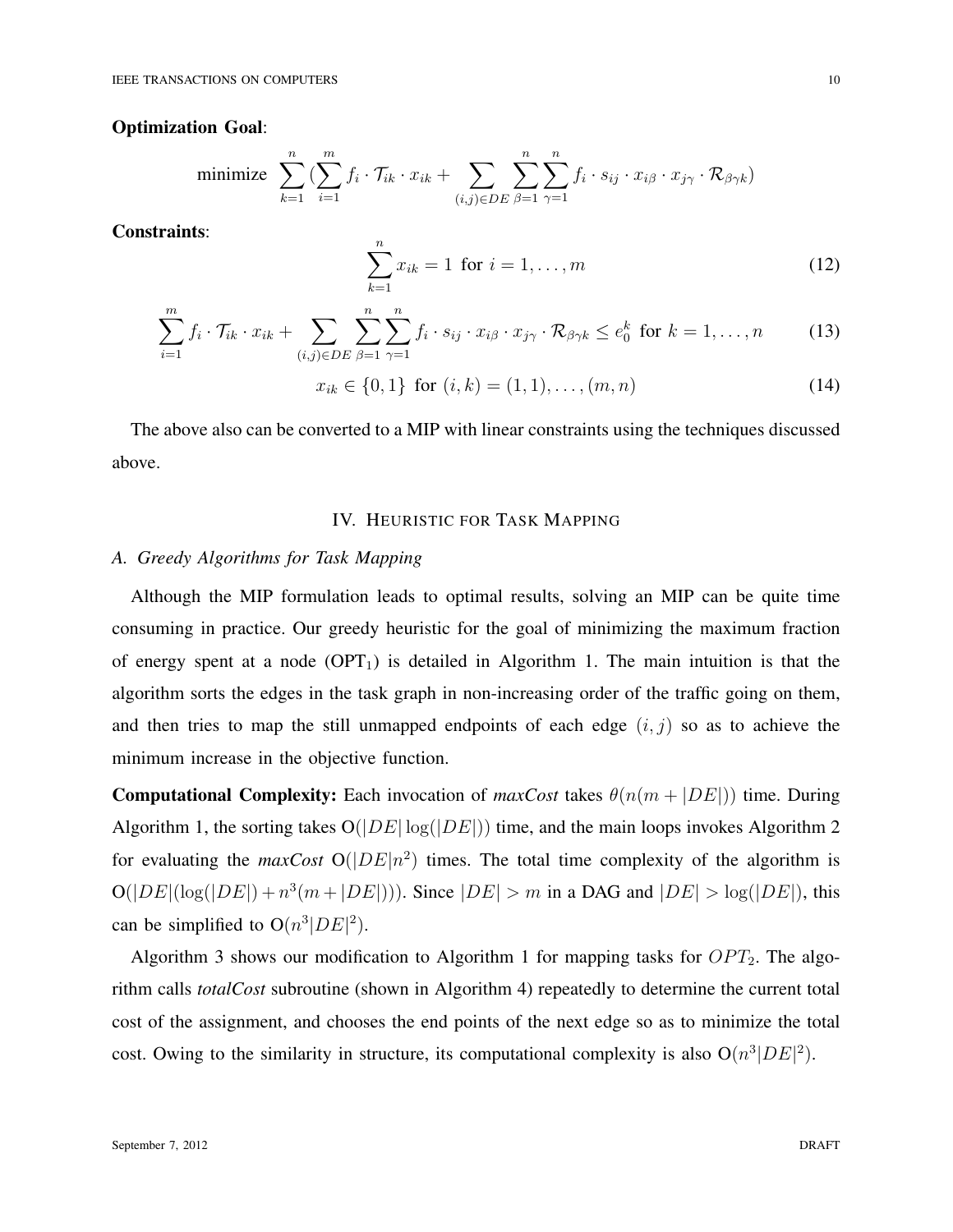**Optimization Goal**:

$$\text{minimize} \sum_{k=1}^{n} \left( \sum_{i=1}^{m} f_i \cdot \mathcal{T}_{ik} \cdot x_{ik} + \sum_{(i,j) \in DE} \sum_{\beta=1}^{n} \sum_{\gamma=1}^{n} f_i \cdot s_{ij} \cdot x_{i\beta} \cdot x_{j\gamma} \cdot \mathcal{R}_{\beta\gamma k} \right)$$

**Constraints**:

$$\sum_{k=1}^{n} x_{ik} = 1 \text{ for } i = 1, \ldots, m \tag{12}$$

$$\sum_{i=1}^{m} f_i \cdot \mathcal{T}_{ik} \cdot x_{ik} + \sum_{(i,j) \in DE} \sum_{\beta=1}^{n} \sum_{\gamma=1}^{n} f_i \cdot s_{ij} \cdot x_{i\beta} \cdot x_{j\gamma} \cdot \mathcal{R}_{\beta\gamma k} \leq e_0^k \text{ for } k = 1, \ldots, n \tag{13}$$

$$x_{ik} \in \{0, 1\} \text{ for } (i, k) = (1, 1), \ldots, (m, n) \tag{14}$$

The above also can be converted to a MIP with linear constraints using the techniques discussed above.

## IV. Heuristic for Task Mapping

### A. Greedy Algorithms for Task Mapping

Although the MIP formulation leads to optimal results, solving an MIP can be quite time consuming in practice. Our greedy heuristic for the goal of minimizing the maximum fraction of energy spent at a node ($\text{OPT}_1$) is detailed in Algorithm 1. The main intuition is that the algorithm sorts the edges in the task graph in non-increasing order of the traffic going on them, and then tries to map the still unmapped endpoints of each edge $(i, j)$ so as to achieve the minimum increase in the objective function.

**Computational Complexity:** Each invocation of *maxCost* takes $\theta(n(m + |DE|))$ time. During Algorithm 1, the sorting takes $O(|DE| \log(|DE|))$ time, and the main loops invokes Algorithm 2 for evaluating the *maxCost* $O(|DE|n^2)$ times. The total time complexity of the algorithm is $O(|DE|(\log(|DE|) + n^3(m + |DE|)))$. Since $|DE| > m$ in a DAG and $|DE| > \log(|DE|)$, this can be simplified to $O(n^3|DE|^2)$.

Algorithm 3 shows our modification to Algorithm 1 for mapping tasks for $OPT_2$. The algorithm calls *totalCost* subroutine (shown in Algorithm 4) repeatedly to determine the current total cost of the assignment, and chooses the end points of the next edge so as to minimize the total cost. Owing to the similarity in structure, its computational complexity is also $O(n^3|DE|^2)$.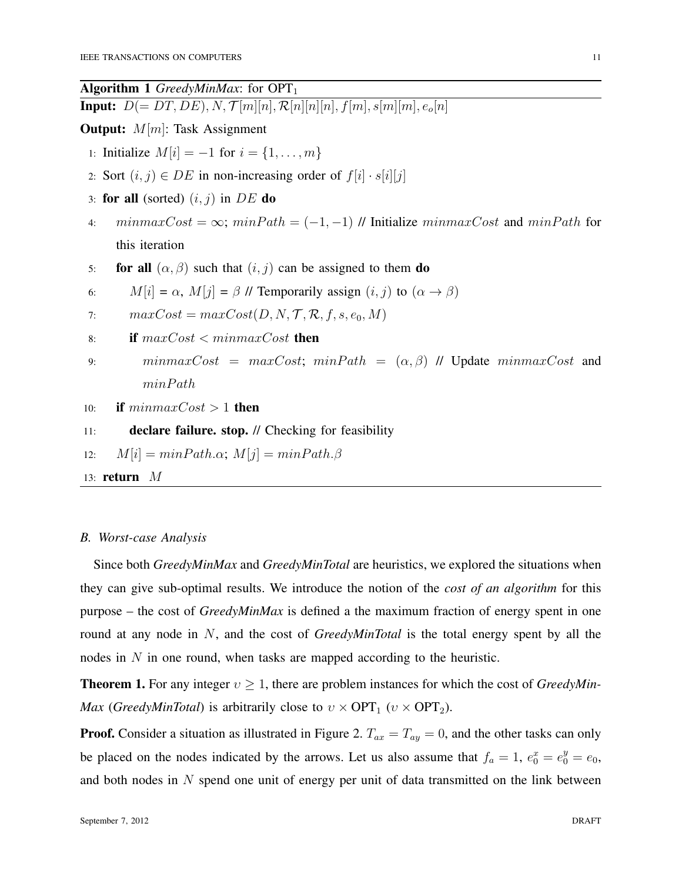**Algorithm 1** *GreedyMinMax*: for $\text{OPT}_1$

**Input:** $D(= DT, DE), N, \mathcal{T}[m][n], \mathcal{R}[n][n][n], f[m], s[m][m], e_o[n]$

**Output:** $M[m]$: Task Assignment

```
1: Initialize M[i] = -1 for i = {1, ..., m}
2: Sort (i, j) ∈ DE in non-increasing order of f[i] · s[i][j]
3: for all (sorted) (i, j) in DE do
4:     minmaxCost = ∞; minPath = (-1, -1) // Initialize minmaxCost and minPath for this iteration
5:     for all (α, β) such that (i, j) can be assigned to them do
6:         M[i] = α, M[j] = β // Temporarily assign (i, j) to (α → β)
7:         maxCost = maxCost(D, N, T, R, f, s, e_0, M)
8:         if maxCost < minmaxCost then
9:             minmaxCost = maxCost; minPath = (α, β) // Update minmaxCost and minPath
10:    if minmaxCost > 1 then
11:        declare failure. stop. // Checking for feasibility
12:    M[i] = minPath.α; M[j] = minPath.β
13: return M
```

### B. Worst-case Analysis

Since both *GreedyMinMax* and *GreedyMinTotal* are heuristics, we explored the situations when they can give sub-optimal results. We introduce the notion of the *cost of an algorithm* for this purpose – the cost of *GreedyMinMax* is defined a the maximum fraction of energy spent in one round at any node in $N$, and the cost of *GreedyMinTotal* is the total energy spent by all the nodes in $N$ in one round, when tasks are mapped according to the heuristic.

**Theorem 1.** For any integer $\upsilon \geq 1$, there are problem instances for which the cost of *GreedyMinMax* (*GreedyMinTotal*) is arbitrarily close to $\upsilon \times \text{OPT}_1$ ($\upsilon \times \text{OPT}_2$).

**Proof.** Consider a situation as illustrated in Figure 2. $T_{ax} = T_{ay} = 0$, and the other tasks can only be placed on the nodes indicated by the arrows. Let us also assume that $f_a = 1$, $e_0^x = e_0^y = e_0$, and both nodes in $N$ spend one unit of energy per unit of data transmitted on the link between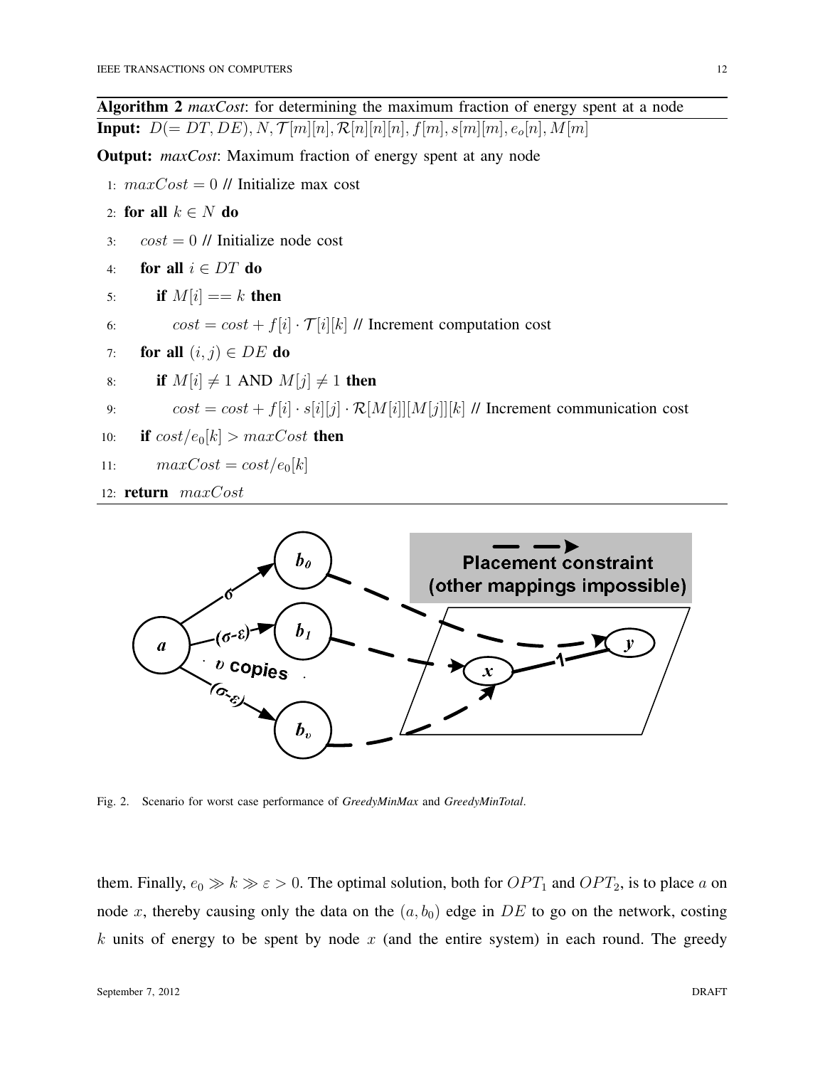**Algorithm 2** *maxCost*: for determining the maximum fraction of energy spent at a node

**Input:** $D(= DT, DE), N, \mathcal{T}[m][n], \mathcal{R}[n][n][n], f[m], s[m][m], e_o[n], M[m]$

**Output:** *maxCost*: Maximum fraction of energy spent at any node

```
1:  maxCost = 0 // Initialize max cost
2:  for all k ∈ N do
3:      cost = 0 // Initialize node cost
4:      for all i ∈ DT do
5:          if M[i] == k then
6:              cost = cost + f[i] · T[i][k] // Increment computation cost
7:      for all (i, j) ∈ DE do
8:          if M[i] ≠ 1 AND M[j] ≠ 1 then
9:              cost = cost + f[i] · s[i][j] · R[M[i]][M[j]][k] // Increment communication cost
10:     if cost/e_0[k] > maxCost then
11:         maxCost = cost/e_0[k]
12: return maxCost
```

Fig. 2. Scenario for worst case performance of *GreedyMinMax* and *GreedyMinTotal*.

them. Finally, $e_0 \gg k \gg \varepsilon > 0$. The optimal solution, both for $OPT_1$ and $OPT_2$, is to place $a$ on node $x$, thereby causing only the data on the $(a, b_0)$ edge in $DE$ to go on the network, costing $k$ units of energy to be spent by node $x$ (and the entire system) in each round. The greedy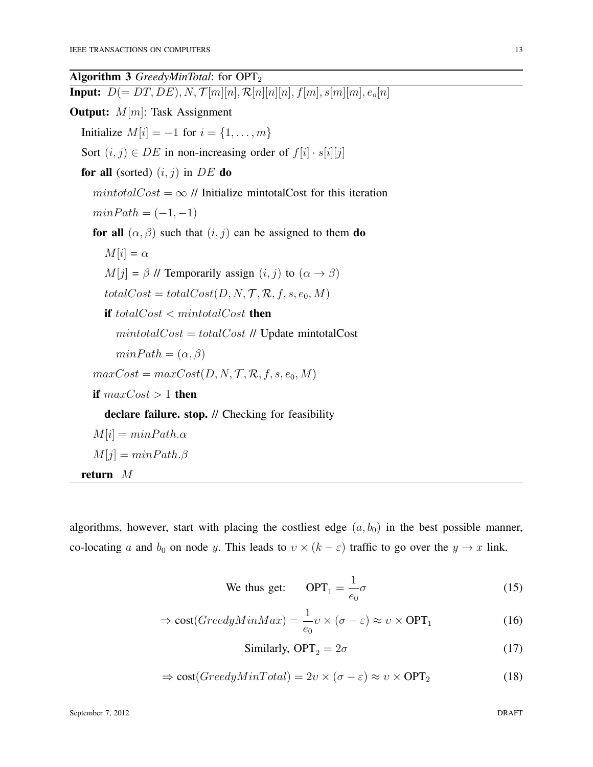**Algorithm 3** *GreedyMinTotal*: for $\text{OPT}_2$

```
Input: D(= DT, DE), N, 𝒯[m][n], ℛ[n][n][n], f[m], s[m][m], e_o[n]
Output: M[m]: Task Assignment
  Initialize M[i] = −1 for i = {1, . . . , m}
  Sort (i, j) ∈ DE in non-increasing order of f[i] · s[i][j]
  for all (sorted) (i, j) in DE do
    mintotalCost = ∞ // Initialize mintotalCost for this iteration
    minPath = (−1, −1)
    for all (α, β) such that (i, j) can be assigned to them do
      M[i] = α
      M[j] = β // Temporarily assign (i, j) to (α → β)
      totalCost = totalCost(D, N, 𝒯, ℛ, f, s, e_0, M)
      if totalCost < mintotalCost then
        mintotalCost = totalCost // Update mintotalCost
        minPath = (α, β)
    maxCost = maxCost(D, N, 𝒯, ℛ, f, s, e_0, M)
    if maxCost > 1 then
      declare failure. stop. // Checking for feasibility
    M[i] = minPath.α
    M[j] = minPath.β
  return M
```

algorithms, however, start with placing the costliest edge $(a, b_0)$ in the best possible manner, co-locating $a$ and $b_0$ on node $y$. This leads to $\upsilon \times (k - \varepsilon)$ traffic to go over the $y \to x$ link.

$$\text{We thus get:} \qquad \text{OPT}_1 = \frac{1}{e_0}\sigma \tag{15}$$

$$\Rightarrow \text{cost}(GreedyMinMax) = \frac{1}{e_0}\upsilon \times (\sigma - \varepsilon) \approx \upsilon \times \text{OPT}_1 \tag{16}$$

$$\text{Similarly, } \text{OPT}_2 = 2\sigma \tag{17}$$

$$\Rightarrow \text{cost}(GreedyMinTotal) = 2\upsilon \times (\sigma - \varepsilon) \approx \upsilon \times \text{OPT}_2 \tag{18}$$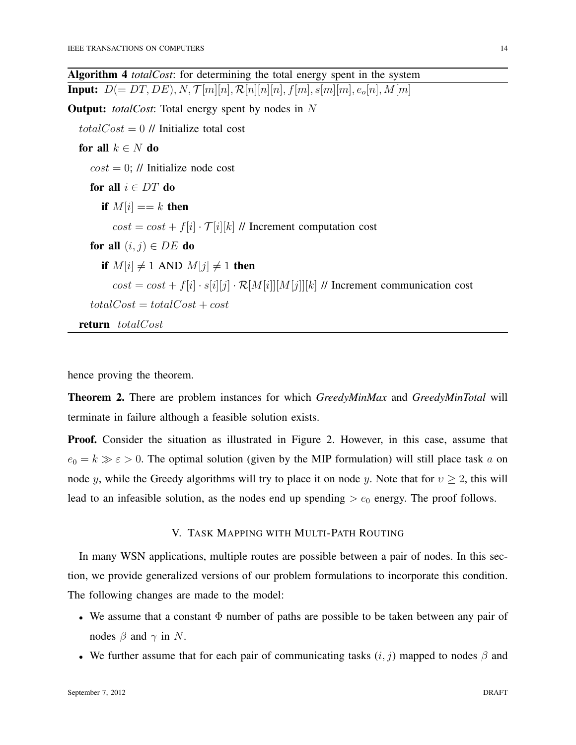**Algorithm 4** *totalCost*: for determining the total energy spent in the system

**Input:** $D(= DT, DE), N, \mathcal{T}[m][n], \mathcal{R}[n][n][n], f[m], s[m][m], e_o[n], M[m]$

**Output:** *totalCost*: Total energy spent by nodes in $N$

```
totalCost = 0 // Initialize total cost
for all k ∈ N do
    cost = 0; // Initialize node cost
    for all i ∈ DT do
        if M[i] == k then
            cost = cost + f[i] · T[i][k] // Increment computation cost
    for all (i, j) ∈ DE do
        if M[i] ≠ 1 AND M[j] ≠ 1 then
            cost = cost + f[i] · s[i][j] · R[M[i]][M[j]][k] // Increment communication cost
    totalCost = totalCost + cost
return totalCost
```

hence proving the theorem.

**Theorem 2.** There are problem instances for which *GreedyMinMax* and *GreedyMinTotal* will terminate in failure although a feasible solution exists.

**Proof.** Consider the situation as illustrated in Figure 2. However, in this case, assume that $e_0 = k \gg \varepsilon > 0$. The optimal solution (given by the MIP formulation) will still place task $a$ on node $y$, while the Greedy algorithms will try to place it on node $y$. Note that for $\upsilon \geq 2$, this will lead to an infeasible solution, as the nodes end up spending $> e_0$ energy. The proof follows.

## V. Task Mapping with Multi-Path Routing

In many WSN applications, multiple routes are possible between a pair of nodes. In this section, we provide generalized versions of our problem formulations to incorporate this condition. The following changes are made to the model:

- We assume that a constant $\Phi$ number of paths are possible to be taken between any pair of nodes $\beta$ and $\gamma$ in $N$.
- We further assume that for each pair of communicating tasks $(i, j)$ mapped to nodes $\beta$ and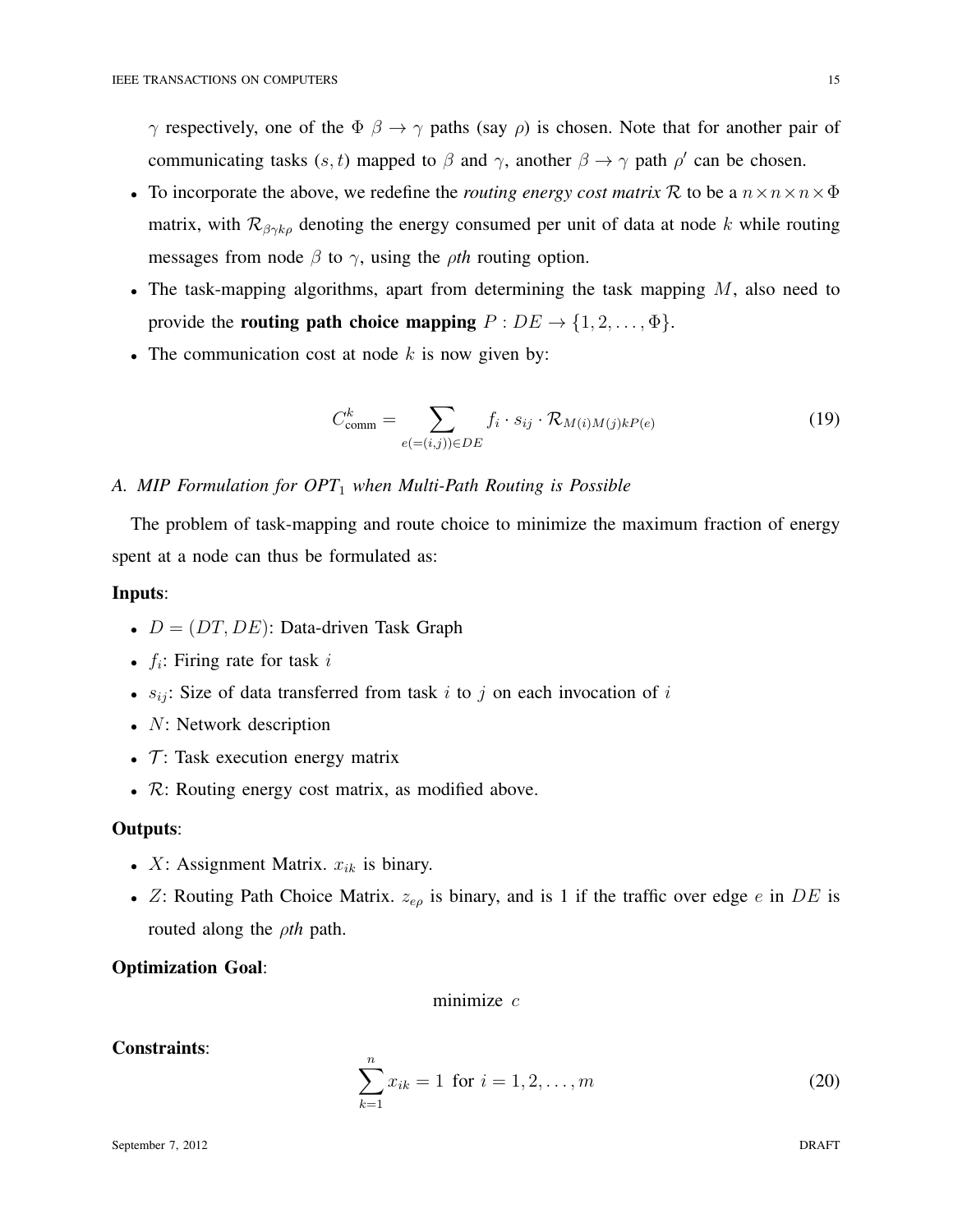$\gamma$ respectively, one of the $\Phi$ $\beta \to \gamma$ paths (say $\rho$) is chosen. Note that for another pair of communicating tasks $(s, t)$ mapped to $\beta$ and $\gamma$, another $\beta \to \gamma$ path $\rho'$ can be chosen.

- To incorporate the above, we redefine the *routing energy cost matrix* $\mathcal{R}$ to be a $n \times n \times n \times \Phi$ matrix, with $\mathcal{R}_{\beta\gamma k\rho}$ denoting the energy consumed per unit of data at node $k$ while routing messages from node $\beta$ to $\gamma$, using the $\rho th$ routing option.
- The task-mapping algorithms, apart from determining the task mapping $M$, also need to provide the **routing path choice mapping** $P : DE \to \{1, 2, \ldots, \Phi\}$.
- The communication cost at node $k$ is now given by:

$$C^k_{\text{comm}} = \sum_{e(=(i,j)) \in DE} f_i \cdot s_{ij} \cdot \mathcal{R}_{M(i)M(j)kP(e)} \tag{19}$$

### A. MIP Formulation for OPT$_1$ when Multi-Path Routing is Possible

The problem of task-mapping and route choice to minimize the maximum fraction of energy spent at a node can thus be formulated as:

**Inputs**:

- $D = (DT, DE)$: Data-driven Task Graph
- $f_i$: Firing rate for task $i$
- $s_{ij}$: Size of data transferred from task $i$ to $j$ on each invocation of $i$
- $N$: Network description
- $\mathcal{T}$: Task execution energy matrix
- $\mathcal{R}$: Routing energy cost matrix, as modified above.

**Outputs**:

- $X$: Assignment Matrix. $x_{ik}$ is binary.
- $Z$: Routing Path Choice Matrix. $z_{e\rho}$ is binary, and is 1 if the traffic over edge $e$ in $DE$ is routed along the $\rho th$ path.

**Optimization Goal**:

$$\text{minimize } c$$

**Constraints**:

$$\sum_{k=1}^{n} x_{ik} = 1 \text{ for } i = 1, 2, \ldots, m \tag{20}$$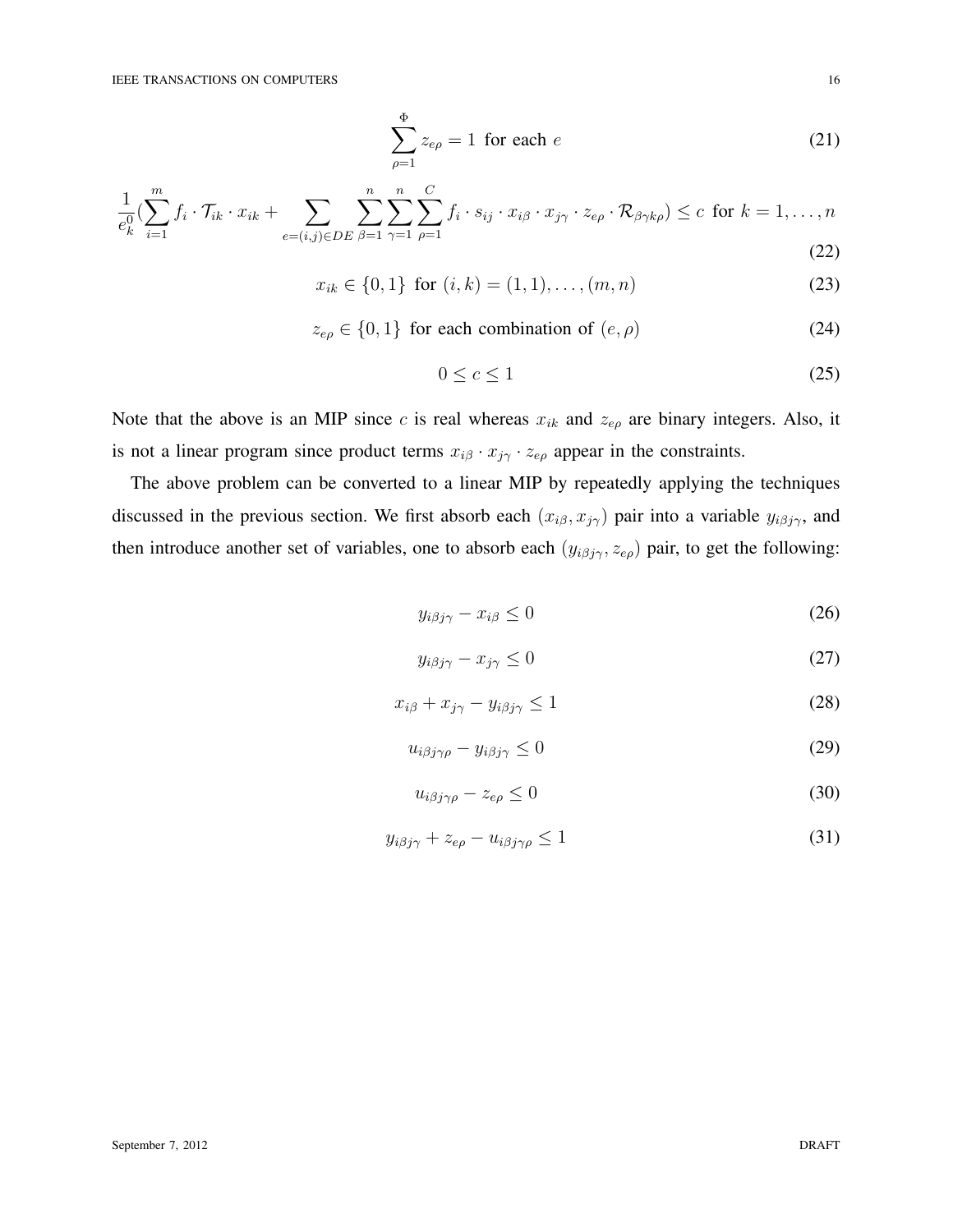$$\sum_{\rho=1}^{\Phi} z_{e\rho} = 1 \text{ for each } e \tag{21}$$

$$\frac{1}{e_k^0}\left(\sum_{i=1}^{m} f_i \cdot \mathcal{T}_{ik} \cdot x_{ik} + \sum_{e=(i,j)\in DE} \sum_{\beta=1}^{n} \sum_{\gamma=1}^{n} \sum_{\rho=1}^{C} f_i \cdot s_{ij} \cdot x_{i\beta} \cdot x_{j\gamma} \cdot z_{e\rho} \cdot \mathcal{R}_{\beta\gamma k\rho}\right) \leq c \text{ for } k = 1, \ldots, n \tag{22}$$

$$x_{ik} \in \{0, 1\} \text{ for } (i, k) = (1, 1), \ldots, (m, n) \tag{23}$$

$$z_{e\rho} \in \{0, 1\} \text{ for each combination of } (e, \rho) \tag{24}$$

$$0 \leq c \leq 1 \tag{25}$$

Note that the above is an MIP since $c$ is real whereas $x_{ik}$ and $z_{e\rho}$ are binary integers. Also, it is not a linear program since product terms $x_{i\beta} \cdot x_{j\gamma} \cdot z_{e\rho}$ appear in the constraints.

The above problem can be converted to a linear MIP by repeatedly applying the techniques discussed in the previous section. We first absorb each $(x_{i\beta}, x_{j\gamma})$ pair into a variable $y_{i\beta j\gamma}$, and then introduce another set of variables, one to absorb each $(y_{i\beta j\gamma}, z_{e\rho})$ pair, to get the following:

$$y_{i\beta j\gamma} - x_{i\beta} \leq 0 \tag{26}$$

$$y_{i\beta j\gamma} - x_{j\gamma} \leq 0 \tag{27}$$

$$x_{i\beta} + x_{j\gamma} - y_{i\beta j\gamma} \leq 1 \tag{28}$$

$$u_{i\beta j\gamma\rho} - y_{i\beta j\gamma} \leq 0 \tag{29}$$

$$u_{i\beta j\gamma\rho} - z_{e\rho} \leq 0 \tag{30}$$

$$y_{i\beta j\gamma} + z_{e\rho} - u_{i\beta j\gamma\rho} \leq 1 \tag{31}$$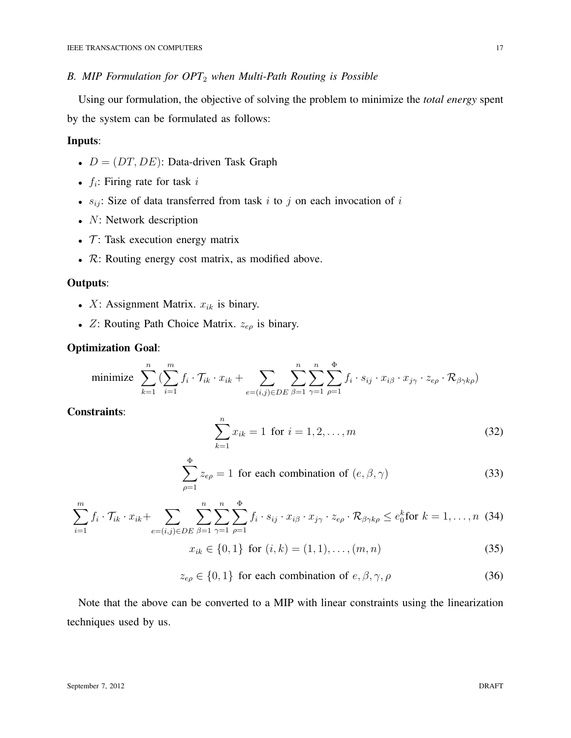### B. MIP Formulation for $OPT_2$ when Multi-Path Routing is Possible

Using our formulation, the objective of solving the problem to minimize the *total energy* spent by the system can be formulated as follows:

**Inputs**:

- $D = (DT, DE)$: Data-driven Task Graph
- $f_i$: Firing rate for task $i$
- $s_{ij}$: Size of data transferred from task $i$ to $j$ on each invocation of $i$
- $N$: Network description
- $\mathcal{T}$: Task execution energy matrix
- $\mathcal{R}$: Routing energy cost matrix, as modified above.

**Outputs**:

- $X$: Assignment Matrix. $x_{ik}$ is binary.
- $Z$: Routing Path Choice Matrix. $z_{e\rho}$ is binary.

**Optimization Goal**:

$$\text{minimize } \sum_{k=1}^{n} \left( \sum_{i=1}^{m} f_i \cdot \mathcal{T}_{ik} \cdot x_{ik} + \sum_{e=(i,j) \in DE} \sum_{\beta=1}^{n} \sum_{\gamma=1}^{n} \sum_{\rho=1}^{\Phi} f_i \cdot s_{ij} \cdot x_{i\beta} \cdot x_{j\gamma} \cdot z_{e\rho} \cdot \mathcal{R}_{\beta\gamma k\rho} \right)$$

**Constraints**:

$$\sum_{k=1}^{n} x_{ik} = 1 \text{ for } i = 1, 2, \ldots, m \tag{32}$$

$$\sum_{\rho=1}^{\Phi} z_{e\rho} = 1 \text{ for each combination of } (e, \beta, \gamma) \tag{33}$$

$$\sum_{i=1}^{m} f_i \cdot \mathcal{T}_{ik} \cdot x_{ik} + \sum_{e=(i,j) \in DE} \sum_{\beta=1}^{n} \sum_{\gamma=1}^{n} \sum_{\rho=1}^{\Phi} f_i \cdot s_{ij} \cdot x_{i\beta} \cdot x_{j\gamma} \cdot z_{e\rho} \cdot \mathcal{R}_{\beta\gamma k\rho} \leq e_0^k \text{for } k = 1, \ldots, n \tag{34}$$

$$x_{ik} \in \{0, 1\} \text{ for } (i, k) = (1, 1), \ldots, (m, n) \tag{35}$$

$$z_{e\rho} \in \{0, 1\} \text{ for each combination of } e, \beta, \gamma, \rho \tag{36}$$

Note that the above can be converted to a MIP with linear constraints using the linearization techniques used by us.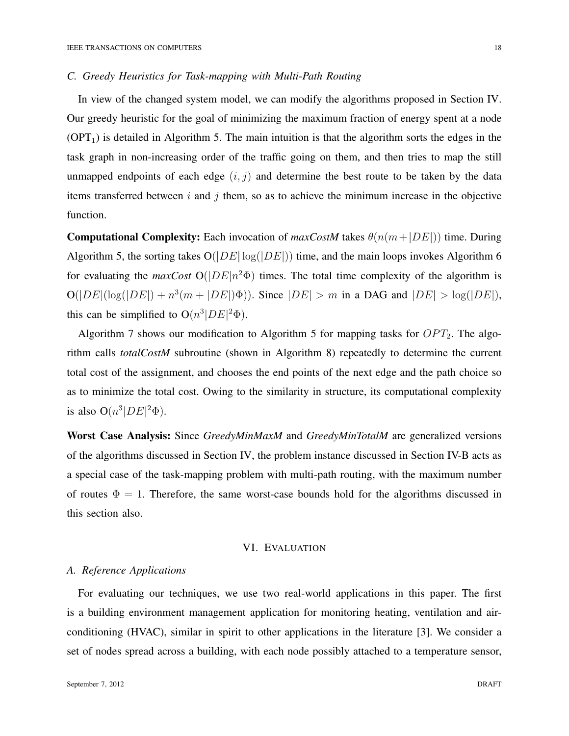### C. Greedy Heuristics for Task-mapping with Multi-Path Routing

In view of the changed system model, we can modify the algorithms proposed in Section IV. Our greedy heuristic for the goal of minimizing the maximum fraction of energy spent at a node ($\text{OPT}_1$) is detailed in Algorithm 5. The main intuition is that the algorithm sorts the edges in the task graph in non-increasing order of the traffic going on them, and then tries to map the still unmapped endpoints of each edge $(i, j)$ and determine the best route to be taken by the data items transferred between $i$ and $j$ them, so as to achieve the minimum increase in the objective function.

**Computational Complexity:** Each invocation of ***maxCostM*** takes $\theta(n(m+|DE|))$ time. During Algorithm 5, the sorting takes $O(|DE|\log(|DE|))$ time, and the main loops invokes Algorithm 6 for evaluating the ***maxCost*** $O(|DE|n^2\Phi)$ times. The total time complexity of the algorithm is $O(|DE|(\log(|DE|) + n^3(m + |DE|)\Phi))$. Since $|DE| > m$ in a DAG and $|DE| > \log(|DE|)$, this can be simplified to $O(n^3|DE|^2\Phi)$.

Algorithm 7 shows our modification to Algorithm 5 for mapping tasks for $OPT_2$. The algorithm calls ***totalCostM*** subroutine (shown in Algorithm 8) repeatedly to determine the current total cost of the assignment, and chooses the end points of the next edge and the path choice so as to minimize the total cost. Owing to the similarity in structure, its computational complexity is also $O(n^3|DE|^2\Phi)$.

**Worst Case Analysis:** Since ***GreedyMinMaxM*** and ***GreedyMinTotalM*** are generalized versions of the algorithms discussed in Section IV, the problem instance discussed in Section IV-B acts as a special case of the task-mapping problem with multi-path routing, with the maximum number of routes $\Phi = 1$. Therefore, the same worst-case bounds hold for the algorithms discussed in this section also.

## VI. Evaluation

### A. Reference Applications

For evaluating our techniques, we use two real-world applications in this paper. The first is a building environment management application for monitoring heating, ventilation and air-conditioning (HVAC), similar in spirit to other applications in the literature [3]. We consider a set of nodes spread across a building, with each node possibly attached to a temperature sensor,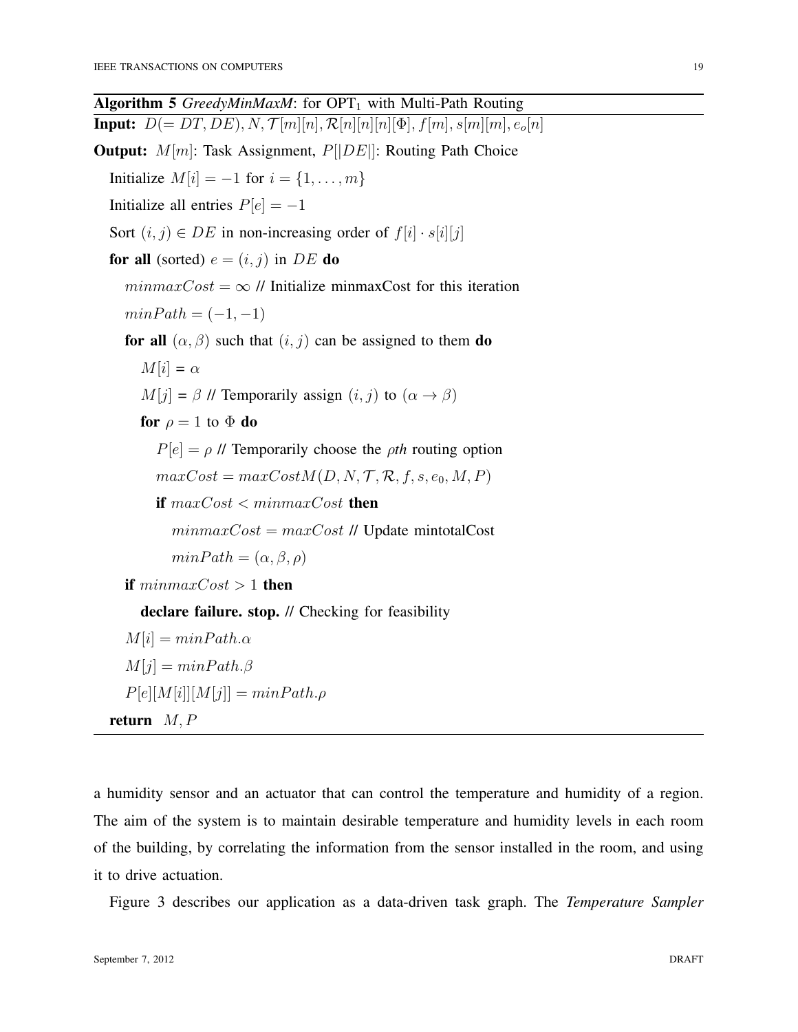**Algorithm 5** *GreedyMinMaxM*: for $\text{OPT}_1$ with Multi-Path Routing

```
Input: D(= DT, DE), N, T[m][n], R[n][n][n][Φ], f[m], s[m][m], e_o[n]
Output: M[m]: Task Assignment, P[|DE|]: Routing Path Choice
  Initialize M[i] = −1 for i = {1, . . . , m}
  Initialize all entries P[e] = −1
  Sort (i, j) ∈ DE in non-increasing order of f[i] · s[i][j]
  for all (sorted) e = (i, j) in DE do
    minmaxCost = ∞ // Initialize minmaxCost for this iteration
    minPath = (−1, −1)
    for all (α, β) such that (i, j) can be assigned to them do
      M[i] = α
      M[j] = β // Temporarily assign (i, j) to (α → β)
      for ρ = 1 to Φ do
        P[e] = ρ // Temporarily choose the ρth routing option
        maxCost = maxCostM(D, N, T, R, f, s, e_0, M, P)
        if maxCost < minmaxCost then
          minmaxCost = maxCost // Update mintotalCost
          minPath = (α, β, ρ)
    if minmaxCost > 1 then
      declare failure. stop. // Checking for feasibility
    M[i] = minPath.α
    M[j] = minPath.β
    P[e][M[i]][M[j]] = minPath.ρ
  return M, P
```

a humidity sensor and an actuator that can control the temperature and humidity of a region. The aim of the system is to maintain desirable temperature and humidity levels in each room of the building, by correlating the information from the sensor installed in the room, and using it to drive actuation.

Figure 3 describes our application as a data-driven task graph. The *Temperature Sampler*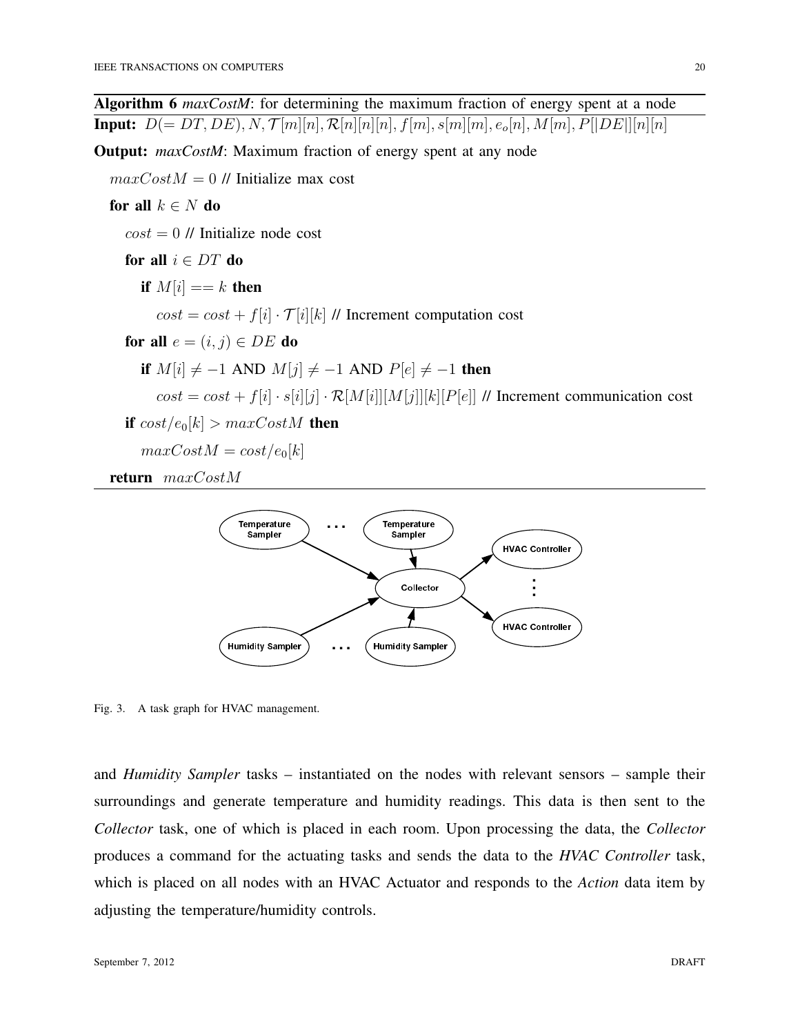**Algorithm 6** *maxCostM*: for determining the maximum fraction of energy spent at a node

**Input:** $D(= DT, DE), N, \mathcal{T}[m][n], \mathcal{R}[n][n][n], f[m], s[m][m], e_o[n], M[m], P[|DE|][n][n]$

**Output:** *maxCostM*: Maximum fraction of energy spent at any node

$maxCostM = 0$ // Initialize max cost

**for all** $k \in N$ **do**

  $cost = 0$ // Initialize node cost

  **for all** $i \in DT$ **do**

    **if** $M[i] == k$ **then**

      $cost = cost + f[i] \cdot \mathcal{T}[i][k]$ // Increment computation cost

  **for all** $e = (i, j) \in DE$ **do**

    **if** $M[i] \neq -1$ AND $M[j] \neq -1$ AND $P[e] \neq -1$ **then**

      $cost = cost + f[i] \cdot s[i][j] \cdot \mathcal{R}[M[i]][M[j]][k][P[e]]$ // Increment communication cost

  **if** $cost/e_0[k] > maxCostM$ **then**

    $maxCostM = cost/e_0[k]$

**return** $maxCostM$

Fig. 3. A task graph for HVAC management.

and *Humidity Sampler* tasks – instantiated on the nodes with relevant sensors – sample their surroundings and generate temperature and humidity readings. This data is then sent to the *Collector* task, one of which is placed in each room. Upon processing the data, the *Collector* produces a command for the actuating tasks and sends the data to the *HVAC Controller* task, which is placed on all nodes with an HVAC Actuator and responds to the *Action* data item by adjusting the temperature/humidity controls.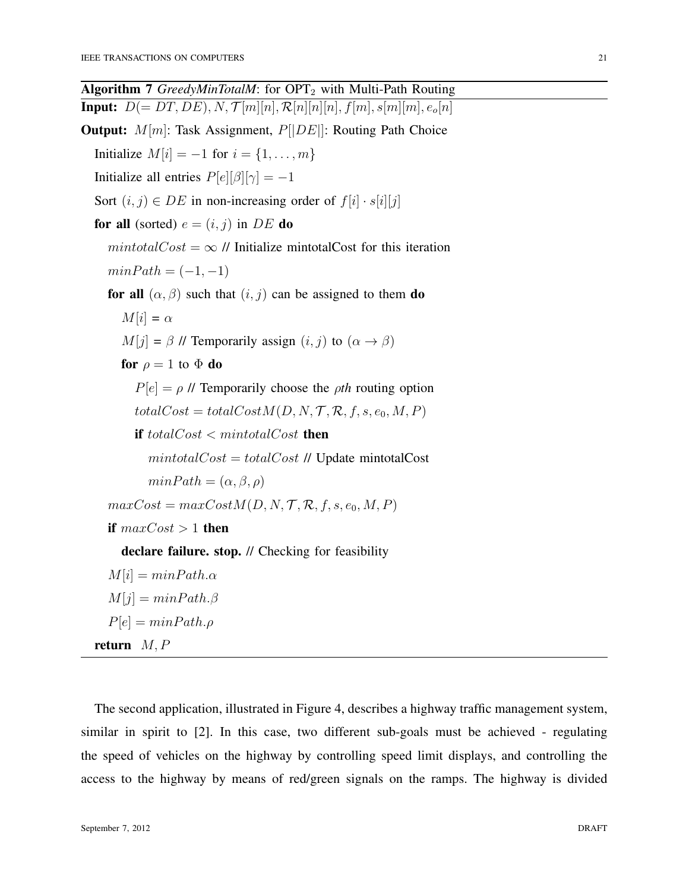**Algorithm 7** *GreedyMinTotalM*: for $\text{OPT}_2$ with Multi-Path Routing

```
Input: D(= DT, DE), N, T[m][n], R[n][n][n], f[m], s[m][m], e_o[n]
Output: M[m]: Task Assignment, P[|DE|]: Routing Path Choice
  Initialize M[i] = −1 for i = {1, . . . , m}
  Initialize all entries P[e][β][γ] = −1
  Sort (i, j) ∈ DE in non-increasing order of f[i] · s[i][j]
  for all (sorted) e = (i, j) in DE do
    mintotalCost = ∞ // Initialize mintotalCost for this iteration
    minPath = (−1, −1)
    for all (α, β) such that (i, j) can be assigned to them do
      M[i] = α
      M[j] = β // Temporarily assign (i, j) to (α → β)
      for ρ = 1 to Φ do
        P[e] = ρ // Temporarily choose the ρth routing option
        totalCost = totalCostM(D, N, T, R, f, s, e_0, M, P)
        if totalCost < mintotalCost then
          mintotalCost = totalCost // Update mintotalCost
          minPath = (α, β, ρ)
    maxCost = maxCostM(D, N, T, R, f, s, e_0, M, P)
    if maxCost > 1 then
      declare failure. stop. // Checking for feasibility
    M[i] = minPath.α
    M[j] = minPath.β
    P[e] = minPath.ρ
  return M, P
```

The second application, illustrated in Figure 4, describes a highway traffic management system, similar in spirit to [2]. In this case, two different sub-goals must be achieved - regulating the speed of vehicles on the highway by controlling speed limit displays, and controlling the access to the highway by means of red/green signals on the ramps. The highway is divided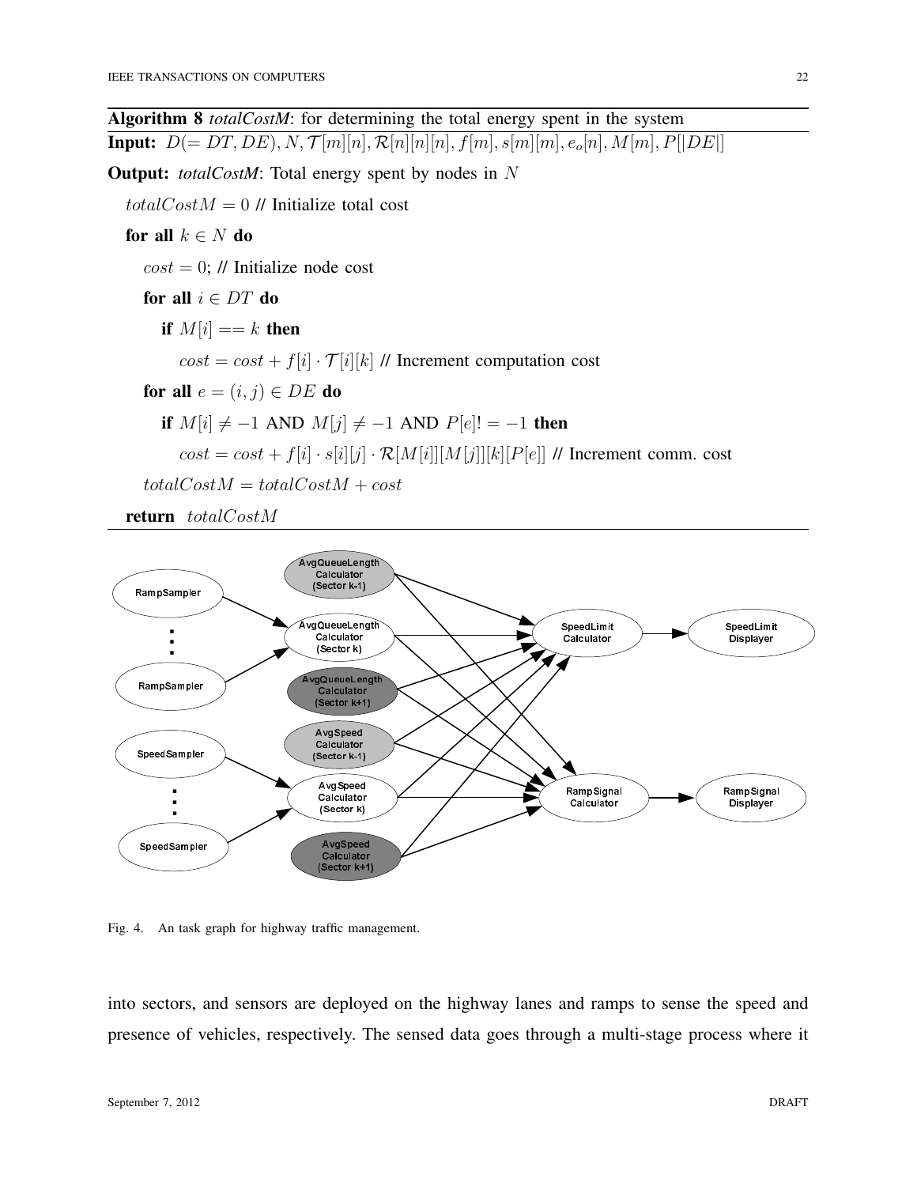**Algorithm 8** *totalCostM*: for determining the total energy spent in the system

**Input:** $D(= DT, DE), N, \mathcal{T}[m][n], \mathcal{R}[n][n][n][n], f[m], s[m][m], e_o[n], M[m], P[|DE|]$

**Output:** *totalCostM*: Total energy spent by nodes in $N$

$totalCostM = 0$ // Initialize total cost

**for all** $k \in N$ **do**

  $cost = 0$; // Initialize node cost

  **for all** $i \in DT$ **do**

    **if** $M[i] == k$ **then**

      $cost = cost + f[i] \cdot \mathcal{T}[i][k]$ // Increment computation cost

  **for all** $e = (i, j) \in DE$ **do**

    **if** $M[i] \neq -1$ AND $M[j] \neq -1$ AND $P[e]! = -1$ **then**

      $cost = cost + f[i] \cdot s[i][j] \cdot \mathcal{R}[M[i]][M[j]][k][P[e]]$ // Increment comm. cost

  $totalCostM = totalCostM + cost$

**return** $totalCostM$

Fig. 4. An task graph for highway traffic management.

into sectors, and sensors are deployed on the highway lanes and ramps to sense the speed and presence of vehicles, respectively. The sensed data goes through a multi-stage process where it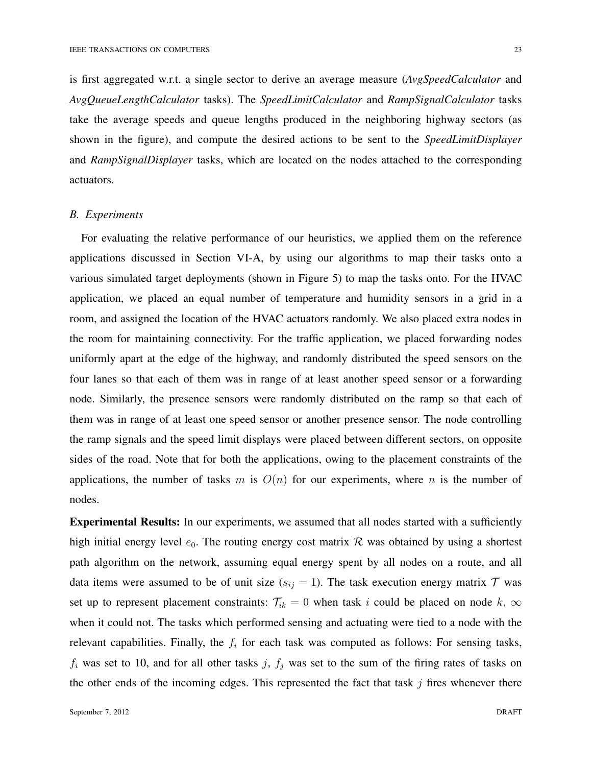is first aggregated w.r.t. a single sector to derive an average measure (*AvgSpeedCalculator* and *AvgQueueLengthCalculator* tasks). The *SpeedLimitCalculator* and *RampSignalCalculator* tasks take the average speeds and queue lengths produced in the neighboring highway sectors (as shown in the figure), and compute the desired actions to be sent to the *SpeedLimitDisplayer* and *RampSignalDisplayer* tasks, which are located on the nodes attached to the corresponding actuators.

### *B. Experiments*

For evaluating the relative performance of our heuristics, we applied them on the reference applications discussed in Section VI-A, by using our algorithms to map their tasks onto a various simulated target deployments (shown in Figure 5) to map the tasks onto. For the HVAC application, we placed an equal number of temperature and humidity sensors in a grid in a room, and assigned the location of the HVAC actuators randomly. We also placed extra nodes in the room for maintaining connectivity. For the traffic application, we placed forwarding nodes uniformly apart at the edge of the highway, and randomly distributed the speed sensors on the four lanes so that each of them was in range of at least another speed sensor or a forwarding node. Similarly, the presence sensors were randomly distributed on the ramp so that each of them was in range of at least one speed sensor or another presence sensor. The node controlling the ramp signals and the speed limit displays were placed between different sectors, on opposite sides of the road. Note that for both the applications, owing to the placement constraints of the applications, the number of tasks $m$ is $O(n)$ for our experiments, where $n$ is the number of nodes.

**Experimental Results:** In our experiments, we assumed that all nodes started with a sufficiently high initial energy level $e_0$. The routing energy cost matrix $\mathcal{R}$ was obtained by using a shortest path algorithm on the network, assuming equal energy spent by all nodes on a route, and all data items were assumed to be of unit size ($s_{ij} = 1$). The task execution energy matrix $\mathcal{T}$ was set up to represent placement constraints: $\mathcal{T}_{ik} = 0$ when task $i$ could be placed on node $k$, $\infty$ when it could not. The tasks which performed sensing and actuating were tied to a node with the relevant capabilities. Finally, the $f_i$ for each task was computed as follows: For sensing tasks, $f_i$ was set to 10, and for all other tasks $j$, $f_j$ was set to the sum of the firing rates of tasks on the other ends of the incoming edges. This represented the fact that task $j$ fires whenever there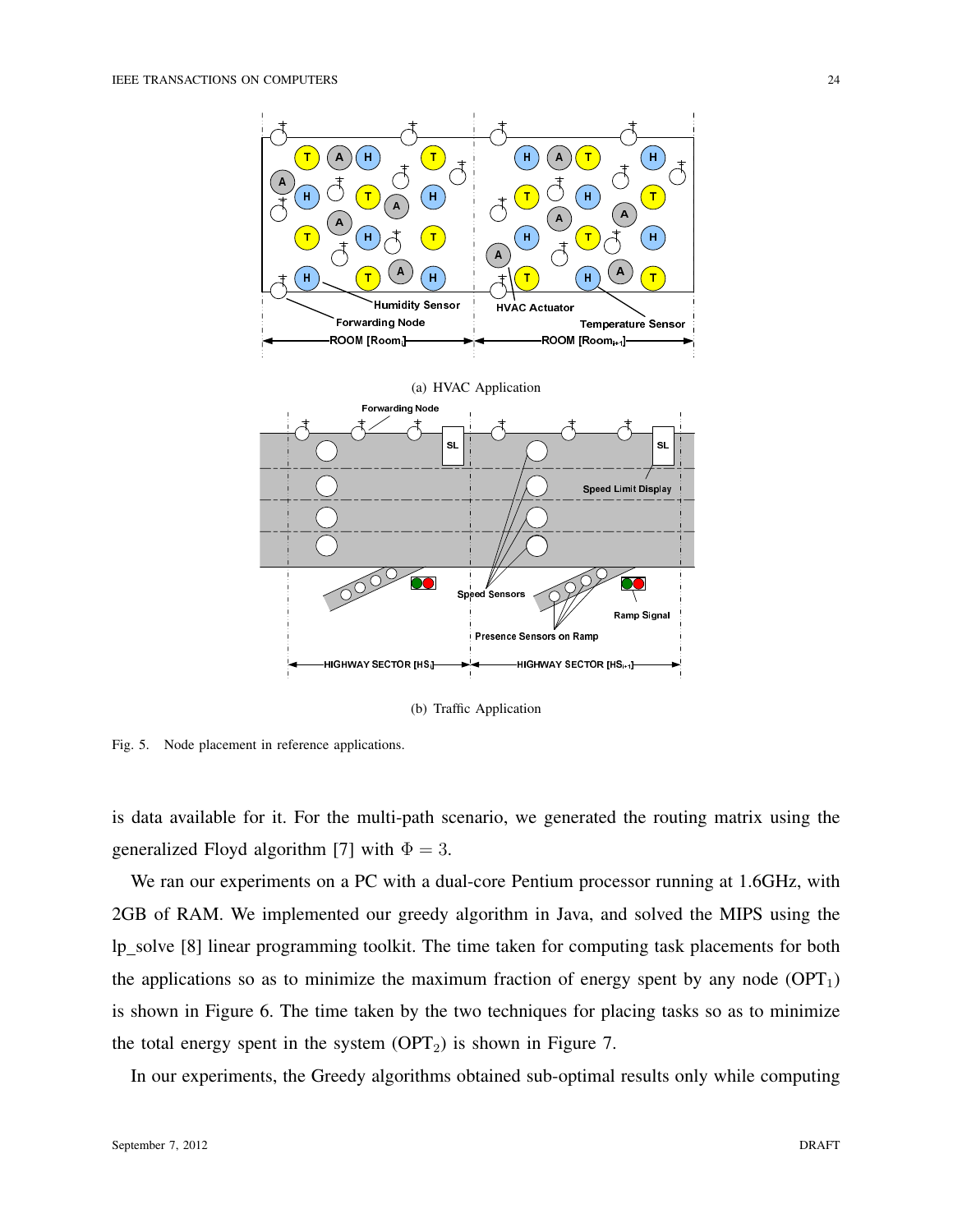(a) HVAC Application

(b) Traffic Application

Fig. 5. Node placement in reference applications.

is data available for it. For the multi-path scenario, we generated the routing matrix using the generalized Floyd algorithm [7] with $\Phi = 3$.

We ran our experiments on a PC with a dual-core Pentium processor running at 1.6GHz, with 2GB of RAM. We implemented our greedy algorithm in Java, and solved the MIPS using the lp_solve [8] linear programming toolkit. The time taken for computing task placements for both the applications so as to minimize the maximum fraction of energy spent by any node ($\text{OPT}_1$) is shown in Figure 6. The time taken by the two techniques for placing tasks so as to minimize the total energy spent in the system ($\text{OPT}_2$) is shown in Figure 7.

In our experiments, the Greedy algorithms obtained sub-optimal results only while computing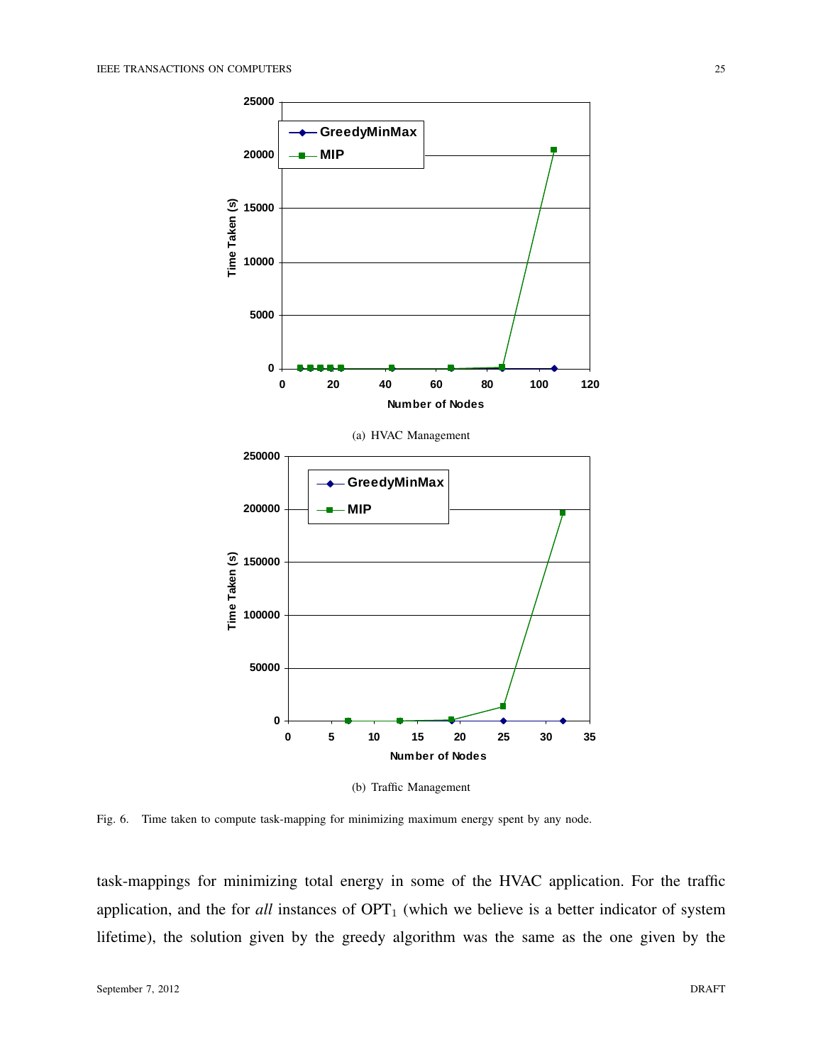(a) HVAC Management

(b) Traffic Management

Fig. 6. Time taken to compute task-mapping for minimizing maximum energy spent by any node.

task-mappings for minimizing total energy in some of the HVAC application. For the traffic application, and the for *all* instances of $\mathrm{OPT}_1$ (which we believe is a better indicator of system lifetime), the solution given by the greedy algorithm was the same as the one given by the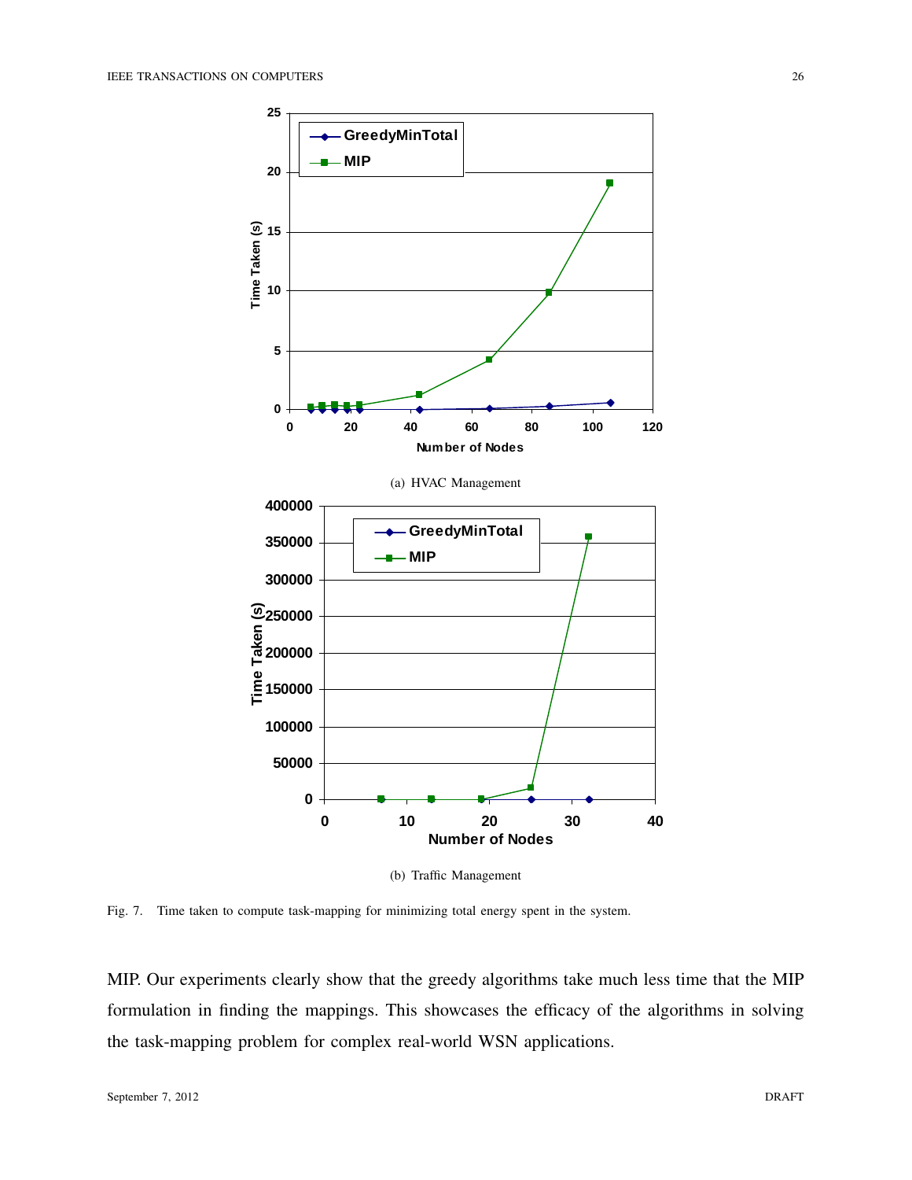(a) HVAC Management

(b) Traffic Management

Fig. 7. Time taken to compute task-mapping for minimizing total energy spent in the system.

MIP. Our experiments clearly show that the greedy algorithms take much less time that the MIP formulation in finding the mappings. This showcases the efficacy of the algorithms in solving the task-mapping problem for complex real-world WSN applications.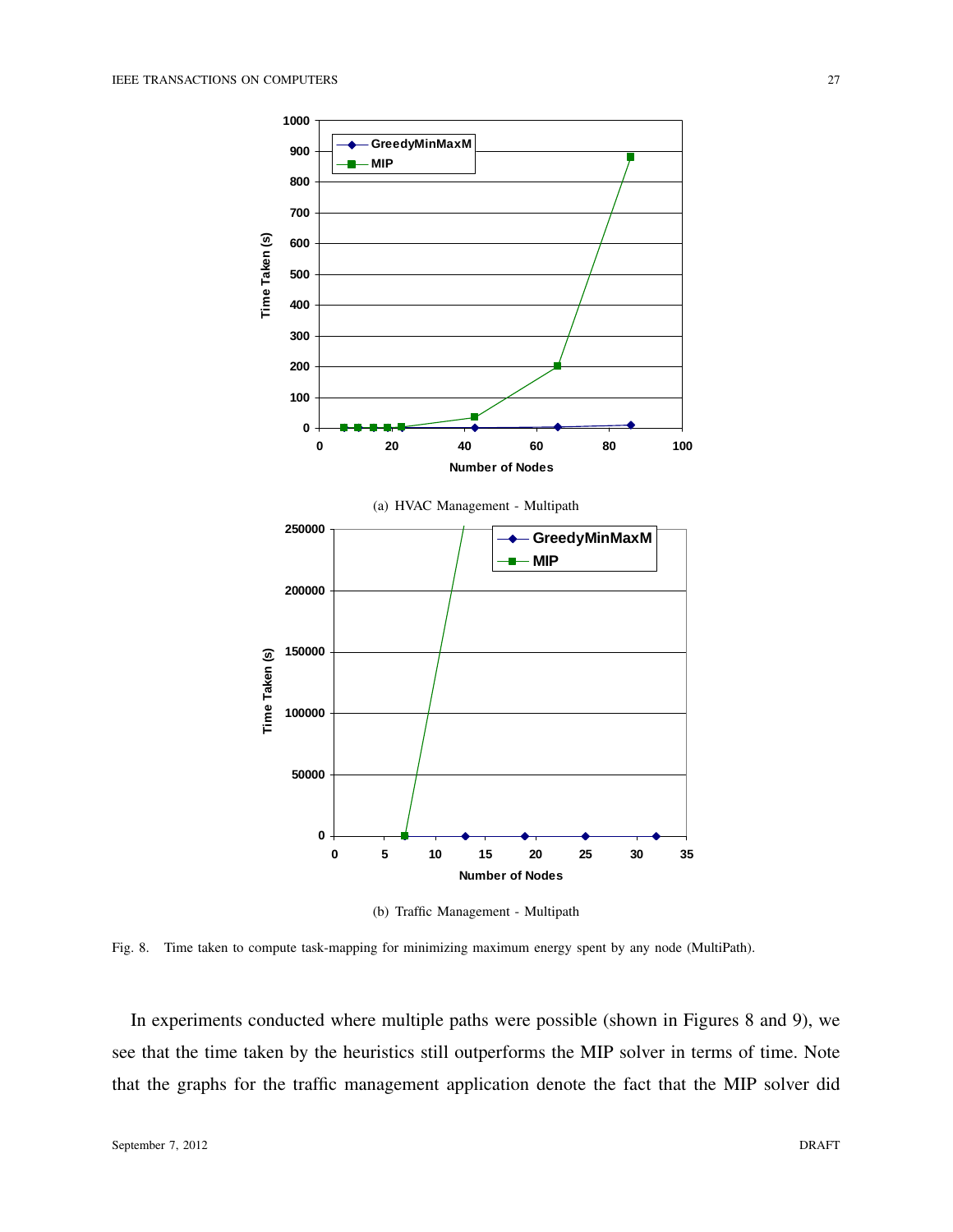(a) HVAC Management - Multipath

(b) Traffic Management - Multipath

Fig. 8. Time taken to compute task-mapping for minimizing maximum energy spent by any node (MultiPath).

In experiments conducted where multiple paths were possible (shown in Figures 8 and 9), we see that the time taken by the heuristics still outperforms the MIP solver in terms of time. Note that the graphs for the traffic management application denote the fact that the MIP solver did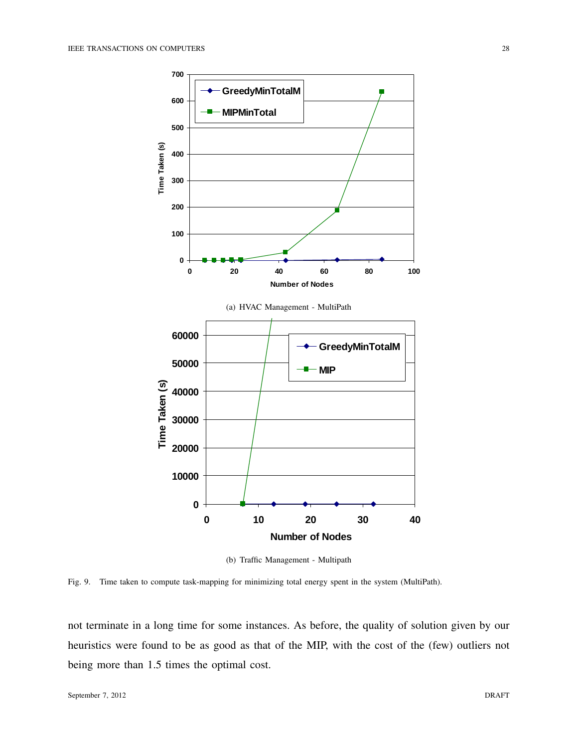(a) HVAC Management - MultiPath

(b) Traffic Management - Multipath

Fig. 9. Time taken to compute task-mapping for minimizing total energy spent in the system (MultiPath).

not terminate in a long time for some instances. As before, the quality of solution given by our heuristics were found to be as good as that of the MIP, with the cost of the (few) outliers not being more than 1.5 times the optimal cost.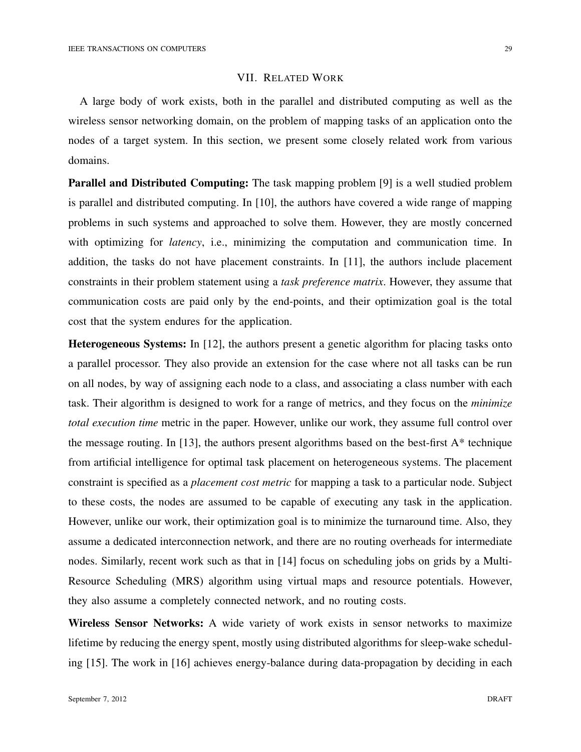## VII. Related Work

A large body of work exists, both in the parallel and distributed computing as well as the wireless sensor networking domain, on the problem of mapping tasks of an application onto the nodes of a target system. In this section, we present some closely related work from various domains.

**Parallel and Distributed Computing:** The task mapping problem [9] is a well studied problem is parallel and distributed computing. In [10], the authors have covered a wide range of mapping problems in such systems and approached to solve them. However, they are mostly concerned with optimizing for *latency*, i.e., minimizing the computation and communication time. In addition, the tasks do not have placement constraints. In [11], the authors include placement constraints in their problem statement using a *task preference matrix*. However, they assume that communication costs are paid only by the end-points, and their optimization goal is the total cost that the system endures for the application.

**Heterogeneous Systems:** In [12], the authors present a genetic algorithm for placing tasks onto a parallel processor. They also provide an extension for the case where not all tasks can be run on all nodes, by way of assigning each node to a class, and associating a class number with each task. Their algorithm is designed to work for a range of metrics, and they focus on the *minimize total execution time* metric in the paper. However, unlike our work, they assume full control over the message routing. In [13], the authors present algorithms based on the best-first A* technique from artificial intelligence for optimal task placement on heterogeneous systems. The placement constraint is specified as a *placement cost metric* for mapping a task to a particular node. Subject to these costs, the nodes are assumed to be capable of executing any task in the application. However, unlike our work, their optimization goal is to minimize the turnaround time. Also, they assume a dedicated interconnection network, and there are no routing overheads for intermediate nodes. Similarly, recent work such as that in [14] focus on scheduling jobs on grids by a Multi-Resource Scheduling (MRS) algorithm using virtual maps and resource potentials. However, they also assume a completely connected network, and no routing costs.

**Wireless Sensor Networks:** A wide variety of work exists in sensor networks to maximize lifetime by reducing the energy spent, mostly using distributed algorithms for sleep-wake scheduling [15]. The work in [16] achieves energy-balance during data-propagation by deciding in each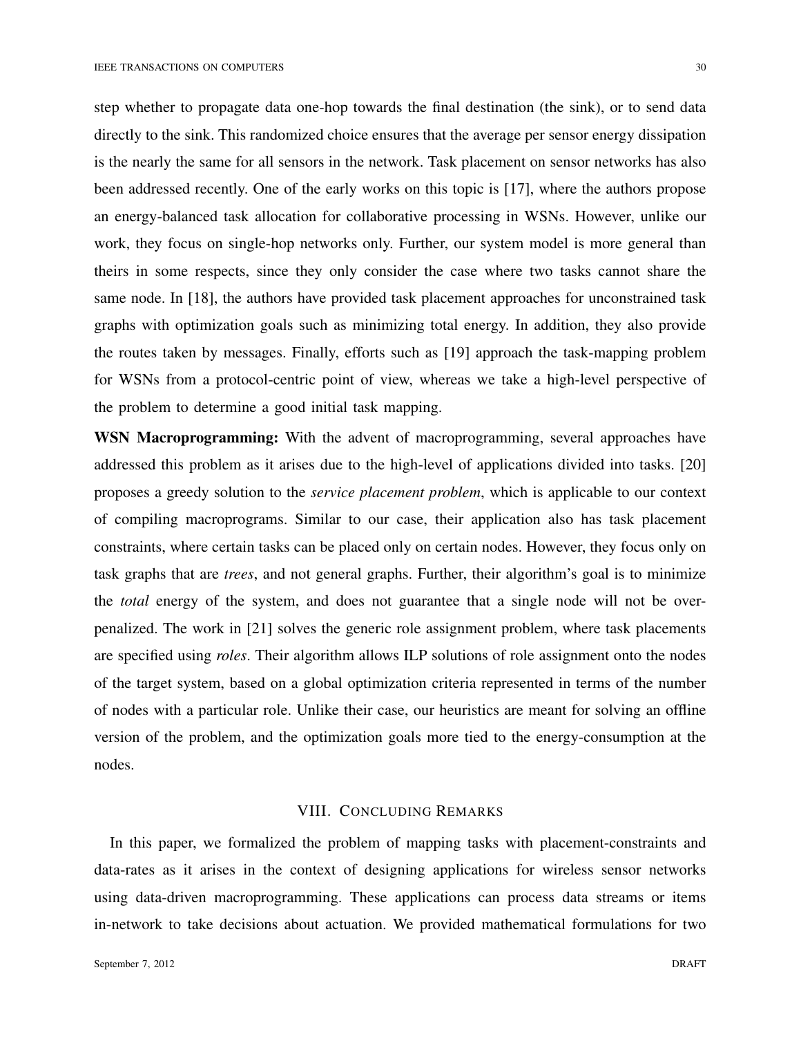step whether to propagate data one-hop towards the final destination (the sink), or to send data directly to the sink. This randomized choice ensures that the average per sensor energy dissipation is the nearly the same for all sensors in the network. Task placement on sensor networks has also been addressed recently. One of the early works on this topic is [17], where the authors propose an energy-balanced task allocation for collaborative processing in WSNs. However, unlike our work, they focus on single-hop networks only. Further, our system model is more general than theirs in some respects, since they only consider the case where two tasks cannot share the same node. In [18], the authors have provided task placement approaches for unconstrained task graphs with optimization goals such as minimizing total energy. In addition, they also provide the routes taken by messages. Finally, efforts such as [19] approach the task-mapping problem for WSNs from a protocol-centric point of view, whereas we take a high-level perspective of the problem to determine a good initial task mapping.

**WSN Macroprogramming:** With the advent of macroprogramming, several approaches have addressed this problem as it arises due to the high-level of applications divided into tasks. [20] proposes a greedy solution to the *service placement problem*, which is applicable to our context of compiling macroprograms. Similar to our case, their application also has task placement constraints, where certain tasks can be placed only on certain nodes. However, they focus only on task graphs that are *trees*, and not general graphs. Further, their algorithm's goal is to minimize the *total* energy of the system, and does not guarantee that a single node will not be over-penalized. The work in [21] solves the generic role assignment problem, where task placements are specified using *roles*. Their algorithm allows ILP solutions of role assignment onto the nodes of the target system, based on a global optimization criteria represented in terms of the number of nodes with a particular role. Unlike their case, our heuristics are meant for solving an offline version of the problem, and the optimization goals more tied to the energy-consumption at the nodes.

## VIII. Concluding Remarks

In this paper, we formalized the problem of mapping tasks with placement-constraints and data-rates as it arises in the context of designing applications for wireless sensor networks using data-driven macroprogramming. These applications can process data streams or items in-network to take decisions about actuation. We provided mathematical formulations for two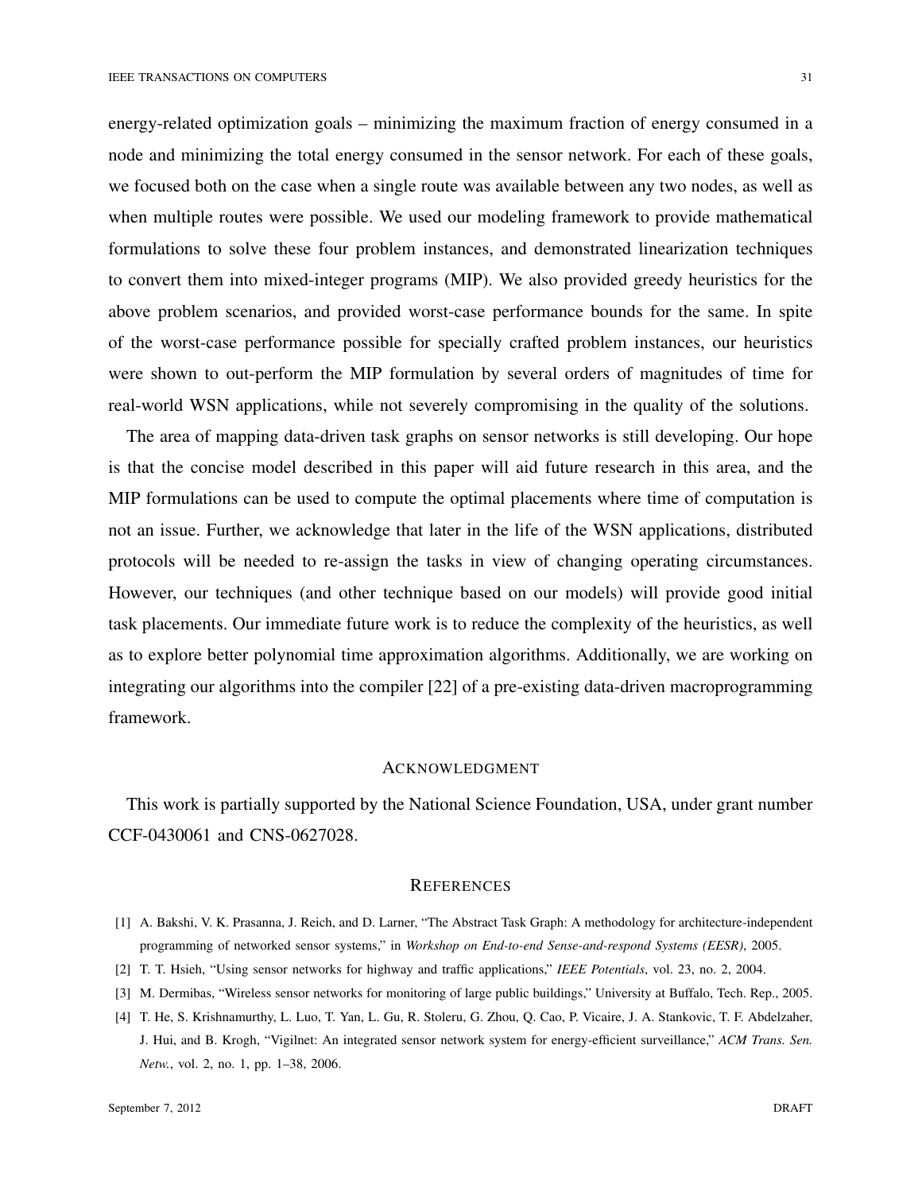energy-related optimization goals – minimizing the maximum fraction of energy consumed in a node and minimizing the total energy consumed in the sensor network. For each of these goals, we focused both on the case when a single route was available between any two nodes, as well as when multiple routes were possible. We used our modeling framework to provide mathematical formulations to solve these four problem instances, and demonstrated linearization techniques to convert them into mixed-integer programs (MIP). We also provided greedy heuristics for the above problem scenarios, and provided worst-case performance bounds for the same. In spite of the worst-case performance possible for specially crafted problem instances, our heuristics were shown to out-perform the MIP formulation by several orders of magnitudes of time for real-world WSN applications, while not severely compromising in the quality of the solutions.

The area of mapping data-driven task graphs on sensor networks is still developing. Our hope is that the concise model described in this paper will aid future research in this area, and the MIP formulations can be used to compute the optimal placements where time of computation is not an issue. Further, we acknowledge that later in the life of the WSN applications, distributed protocols will be needed to re-assign the tasks in view of changing operating circumstances. However, our techniques (and other technique based on our models) will provide good initial task placements. Our immediate future work is to reduce the complexity of the heuristics, as well as to explore better polynomial time approximation algorithms. Additionally, we are working on integrating our algorithms into the compiler [22] of a pre-existing data-driven macroprogramming framework.

## Acknowledgment

This work is partially supported by the National Science Foundation, USA, under grant number CCF-0430061 and CNS-0627028.

## References

[1] A. Bakshi, V. K. Prasanna, J. Reich, and D. Larner, "The Abstract Task Graph: A methodology for architecture-independent programming of networked sensor systems," in *Workshop on End-to-end Sense-and-respond Systems (EESR)*, 2005.

[2] T. T. Hsieh, "Using sensor networks for highway and traffic applications," *IEEE Potentials*, vol. 23, no. 2, 2004.

[3] M. Dermibas, "Wireless sensor networks for monitoring of large public buildings," University at Buffalo, Tech. Rep., 2005.

[4] T. He, S. Krishnamurthy, L. Luo, T. Yan, L. Gu, R. Stoleru, G. Zhou, Q. Cao, P. Vicaire, J. A. Stankovic, T. F. Abdelzaher, J. Hui, and B. Krogh, "Vigilnet: An integrated sensor network system for energy-efficient surveillance," *ACM Trans. Sen. Netw.*, vol. 2, no. 1, pp. 1–38, 2006.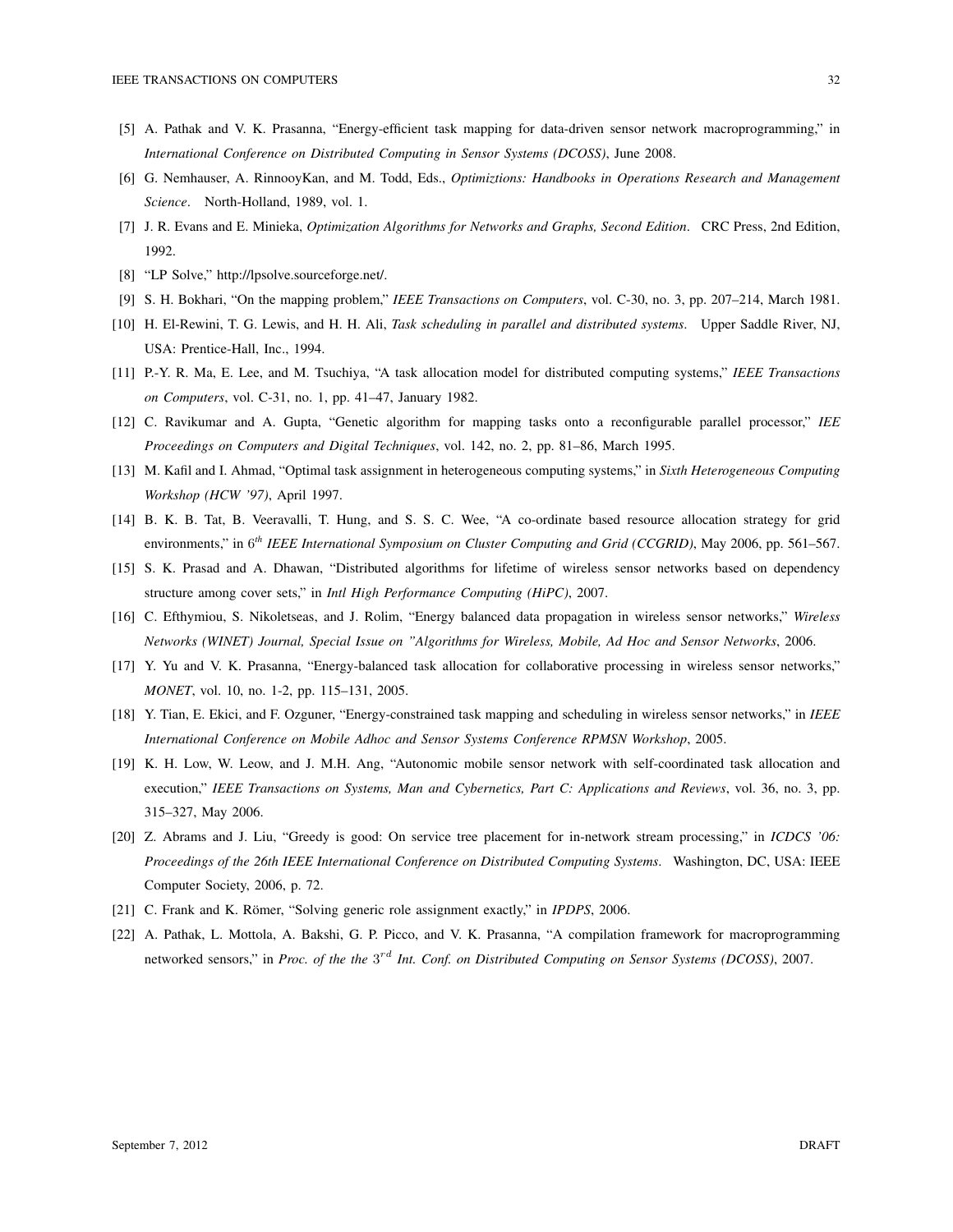[5] A. Pathak and V. K. Prasanna, "Energy-efficient task mapping for data-driven sensor network macroprogramming," in *International Conference on Distributed Computing in Sensor Systems (DCOSS)*, June 2008.

[6] G. Nemhauser, A. RinnooyKan, and M. Todd, Eds., *Optimiztions: Handbooks in Operations Research and Management Science*. North-Holland, 1989, vol. 1.

[7] J. R. Evans and E. Minieka, *Optimization Algorithms for Networks and Graphs, Second Edition*. CRC Press, 2nd Edition, 1992.

[8] "LP Solve," http://lpsolve.sourceforge.net/.

[9] S. H. Bokhari, "On the mapping problem," *IEEE Transactions on Computers*, vol. C-30, no. 3, pp. 207–214, March 1981.

[10] H. El-Rewini, T. G. Lewis, and H. H. Ali, *Task scheduling in parallel and distributed systems*. Upper Saddle River, NJ, USA: Prentice-Hall, Inc., 1994.

[11] P.-Y. R. Ma, E. Lee, and M. Tsuchiya, "A task allocation model for distributed computing systems," *IEEE Transactions on Computers*, vol. C-31, no. 1, pp. 41–47, January 1982.

[12] C. Ravikumar and A. Gupta, "Genetic algorithm for mapping tasks onto a reconfigurable parallel processor," *IEE Proceedings on Computers and Digital Techniques*, vol. 142, no. 2, pp. 81–86, March 1995.

[13] M. Kafil and I. Ahmad, "Optimal task assignment in heterogeneous computing systems," in *Sixth Heterogeneous Computing Workshop (HCW '97)*, April 1997.

[14] B. K. B. Tat, B. Veeravalli, T. Hung, and S. S. C. Wee, "A co-ordinate based resource allocation strategy for grid environments," in $6^{th}$ *IEEE International Symposium on Cluster Computing and Grid (CCGRID)*, May 2006, pp. 561–567.

[15] S. K. Prasad and A. Dhawan, "Distributed algorithms for lifetime of wireless sensor networks based on dependency structure among cover sets," in *Intl High Performance Computing (HiPC)*, 2007.

[16] C. Efthymiou, S. Nikoletseas, and J. Rolim, "Energy balanced data propagation in wireless sensor networks," *Wireless Networks (WINET) Journal, Special Issue on "Algorithms for Wireless, Mobile, Ad Hoc and Sensor Networks*, 2006.

[17] Y. Yu and V. K. Prasanna, "Energy-balanced task allocation for collaborative processing in wireless sensor networks," *MONET*, vol. 10, no. 1-2, pp. 115–131, 2005.

[18] Y. Tian, E. Ekici, and F. Ozguner, "Energy-constrained task mapping and scheduling in wireless sensor networks," in *IEEE International Conference on Mobile Adhoc and Sensor Systems Conference RPMSN Workshop*, 2005.

[19] K. H. Low, W. Leow, and J. M.H. Ang, "Autonomic mobile sensor network with self-coordinated task allocation and execution," *IEEE Transactions on Systems, Man and Cybernetics, Part C: Applications and Reviews*, vol. 36, no. 3, pp. 315–327, May 2006.

[20] Z. Abrams and J. Liu, "Greedy is good: On service tree placement for in-network stream processing," in *ICDCS '06: Proceedings of the 26th IEEE International Conference on Distributed Computing Systems*. Washington, DC, USA: IEEE Computer Society, 2006, p. 72.

[21] C. Frank and K. Römer, "Solving generic role assignment exactly," in *IPDPS*, 2006.

[22] A. Pathak, L. Mottola, A. Bakshi, G. P. Picco, and V. K. Prasanna, "A compilation framework for macroprogramming networked sensors," in *Proc. of the the* $3^{rd}$ *Int. Conf. on Distributed Computing on Sensor Systems (DCOSS)*, 2007.